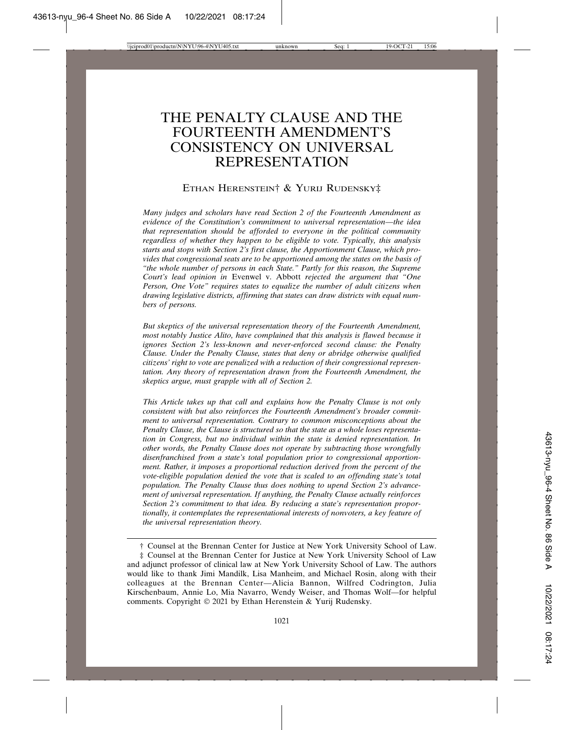# THE PENALTY CLAUSE AND THE FOURTEENTH AMENDMENT'S CONSISTENCY ON UNIVERSAL REPRESENTATION

ETHAN HERENSTEIN† & YURIJ RUDENSKY‡

*Many judges and scholars have read Section 2 of the Fourteenth Amendment as evidence of the Constitution's commitment to universal representation—the idea that representation should be afforded to everyone in the political community regardless of whether they happen to be eligible to vote. Typically, this analysis starts and stops with Section 2's first clause, the Apportionment Clause, which provides that congressional seats are to be apportioned among the states on the basis of "the whole number of persons in each State." Partly for this reason, the Supreme Court's lead opinion in* Evenwel v. Abbott *rejected the argument that "One Person, One Vote" requires states to equalize the number of adult citizens when drawing legislative districts, affirming that states can draw districts with equal numbers of persons.*

*But skeptics of the universal representation theory of the Fourteenth Amendment, most notably Justice Alito, have complained that this analysis is flawed because it ignores Section 2's less-known and never-enforced second clause: the Penalty Clause. Under the Penalty Clause, states that deny or abridge otherwise qualified citizens' right to vote are penalized with a reduction of their congressional representation. Any theory of representation drawn from the Fourteenth Amendment, the skeptics argue, must grapple with all of Section 2.*

*This Article takes up that call and explains how the Penalty Clause is not only consistent with but also reinforces the Fourteenth Amendment's broader commitment to universal representation. Contrary to common misconceptions about the Penalty Clause, the Clause is structured so that the state as a whole loses representation in Congress, but no individual within the state is denied representation. In other words, the Penalty Clause does not operate by subtracting those wrongfully disenfranchised from a state's total population prior to congressional apportionment. Rather, it imposes a proportional reduction derived from the percent of the vote-eligible population denied the vote that is scaled to an offending state's total population. The Penalty Clause thus does nothing to upend Section 2's advancement of universal representation. If anything, the Penalty Clause actually reinforces Section 2's commitment to that idea. By reducing a state's representation proportionally, it contemplates the representational interests of nonvoters, a key feature of the universal representation theory.*

† Counsel at the Brennan Center for Justice at New York University School of Law.

‡ Counsel at the Brennan Center for Justice at New York University School of Law and adjunct professor of clinical law at New York University School of Law. The authors would like to thank Jimi Mandilk, Lisa Manheim, and Michael Rosin, along with their colleagues at the Brennan Center—Alicia Bannon, Wilfred Codrington, Julia Kirschenbaum, Annie Lo, Mia Navarro, Wendy Weiser, and Thomas Wolf—for helpful comments. Copyright © 2021 by Ethan Herenstein & Yurij Rudensky.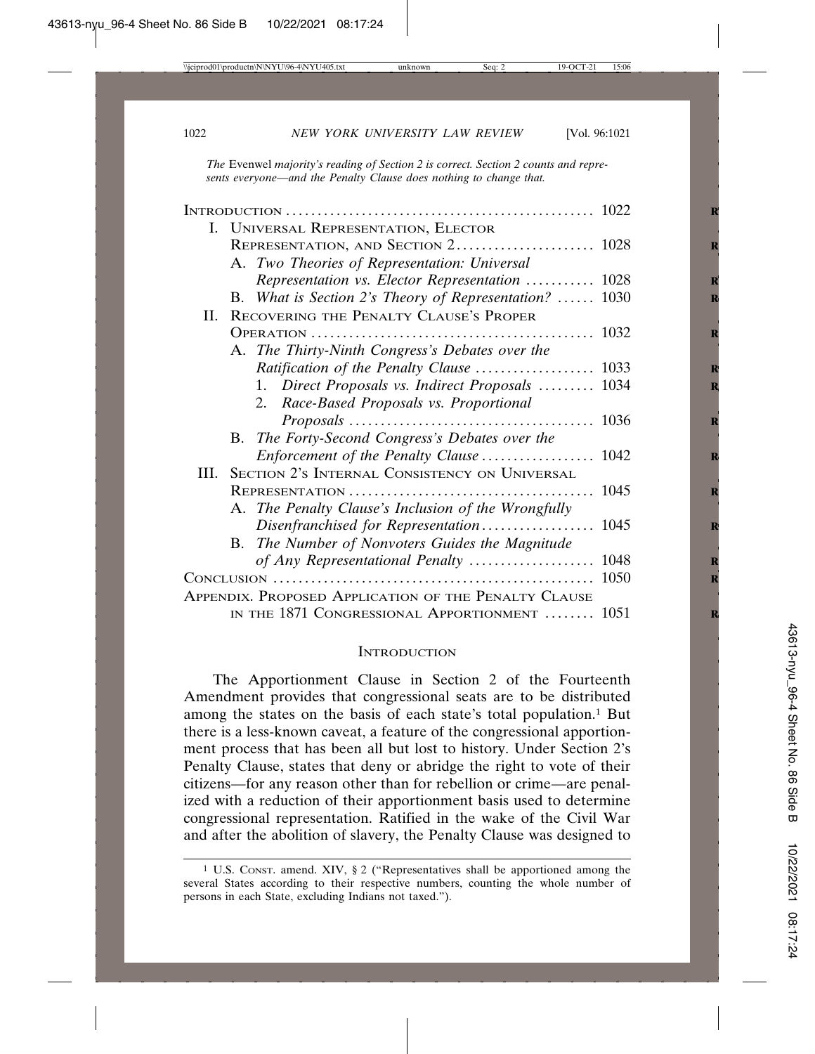*The* Evenwel *majority's reading of Section 2 is correct. Section 2 counts and represents everyone—and the Penalty Clause does nothing to change that.*

Introduction ........ 1022
- I. Universal Representation, Elector Representation, and Section 2 ........ 1028
  - A. *Two Theories of Representation: Universal Representation vs. Elector Representation* ........ 1028
  - B. *What is Section 2's Theory of Representation?* ........ 1030
- II. Recovering the Penalty Clause's Proper Operation ........ 1032
  - A. *The Thirty-Ninth Congress's Debates over the Ratification of the Penalty Clause* ........ 1033
    1. *Direct Proposals vs. Indirect Proposals* ........ 1034
    2. *Race-Based Proposals vs. Proportional Proposals* ........ 1036
  - B. *The Forty-Second Congress's Debates over the Enforcement of the Penalty Clause* ........ 1042
- III. Section 2's Internal Consistency on Universal Representation ........ 1045
  - A. *The Penalty Clause's Inclusion of the Wrongfully Disenfranchised for Representation* ........ 1045
  - B. *The Number of Nonvoters Guides the Magnitude of Any Representational Penalty* ........ 1048

Conclusion ........ 1050

Appendix. Proposed Application of the Penalty Clause in the 1871 Congressional Apportionment ........ 1051

## Introduction

The Apportionment Clause in Section 2 of the Fourteenth Amendment provides that congressional seats are to be distributed among the states on the basis of each state's total population.[1] But there is a less-known caveat, a feature of the congressional apportionment process that has been all but lost to history. Under Section 2's Penalty Clause, states that deny or abridge the right to vote of their citizens—for any reason other than for rebellion or crime—are penalized with a reduction of their apportionment basis used to determine congressional representation. Ratified in the wake of the Civil War and after the abolition of slavery, the Penalty Clause was designed to

[1] U.S. Const. amend. XIV, § 2 ("Representatives shall be apportioned among the several States according to their respective numbers, counting the whole number of persons in each State, excluding Indians not taxed.").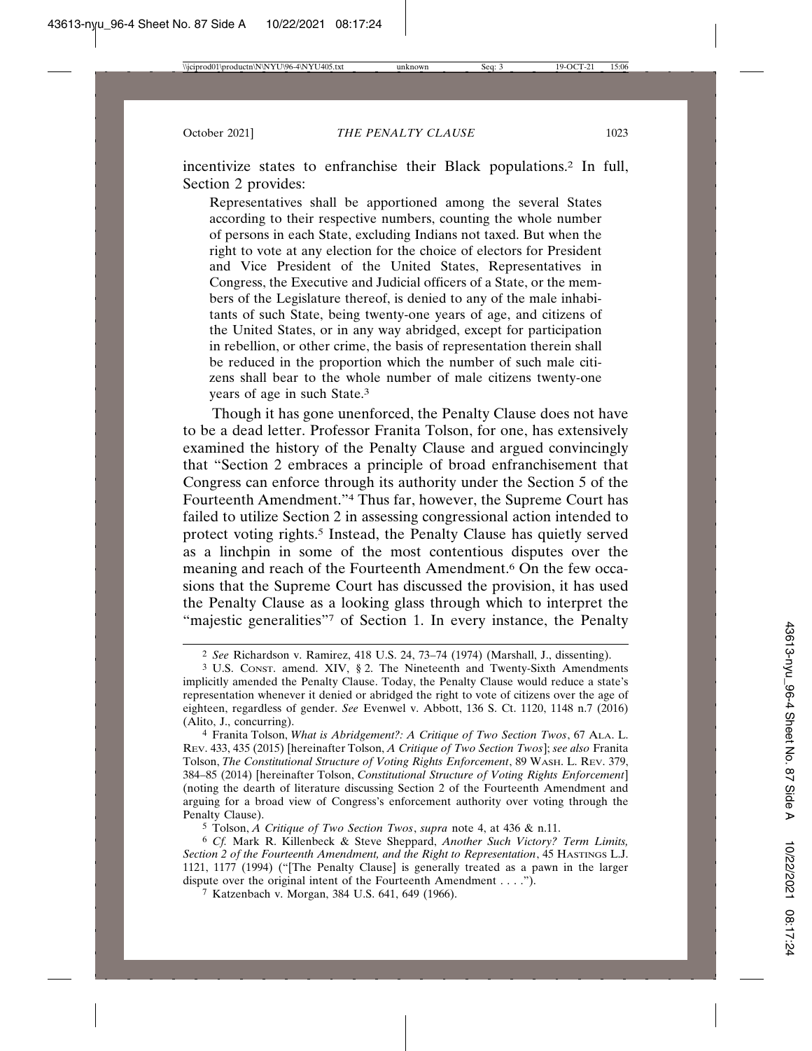incentivize states to enfranchise their Black populations.[2] In full, Section 2 provides:

> Representatives shall be apportioned among the several States according to their respective numbers, counting the whole number of persons in each State, excluding Indians not taxed. But when the right to vote at any election for the choice of electors for President and Vice President of the United States, Representatives in Congress, the Executive and Judicial officers of a State, or the members of the Legislature thereof, is denied to any of the male inhabitants of such State, being twenty-one years of age, and citizens of the United States, or in any way abridged, except for participation in rebellion, or other crime, the basis of representation therein shall be reduced in the proportion which the number of such male citizens shall bear to the whole number of male citizens twenty-one years of age in such State.[3]

Though it has gone unenforced, the Penalty Clause does not have to be a dead letter. Professor Franita Tolson, for one, has extensively examined the history of the Penalty Clause and argued convincingly that "Section 2 embraces a principle of broad enfranchisement that Congress can enforce through its authority under the Section 5 of the Fourteenth Amendment."[4] Thus far, however, the Supreme Court has failed to utilize Section 2 in assessing congressional action intended to protect voting rights.[5] Instead, the Penalty Clause has quietly served as a linchpin in some of the most contentious disputes over the meaning and reach of the Fourteenth Amendment.[6] On the few occasions that the Supreme Court has discussed the provision, it has used the Penalty Clause as a looking glass through which to interpret the "majestic generalities"[7] of Section 1. In every instance, the Penalty

---

[2] *See* Richardson v. Ramirez, 418 U.S. 24, 73–74 (1974) (Marshall, J., dissenting).

[3] U.S. CONST. amend. XIV, § 2. The Nineteenth and Twenty-Sixth Amendments implicitly amended the Penalty Clause. Today, the Penalty Clause would reduce a state's representation whenever it denied or abridged the right to vote of citizens over the age of eighteen, regardless of gender. *See* Evenwel v. Abbott, 136 S. Ct. 1120, 1148 n.7 (2016) (Alito, J., concurring).

[4] Franita Tolson, *What is Abridgement?: A Critique of Two Section Twos*, 67 ALA. L. REV. 433, 435 (2015) [hereinafter Tolson, *A Critique of Two Section Twos*]; *see also* Franita Tolson, *The Constitutional Structure of Voting Rights Enforcement*, 89 WASH. L. REV. 379, 384–85 (2014) [hereinafter Tolson, *Constitutional Structure of Voting Rights Enforcement*] (noting the dearth of literature discussing Section 2 of the Fourteenth Amendment and arguing for a broad view of Congress's enforcement authority over voting through the Penalty Clause).

[5] Tolson, *A Critique of Two Section Twos*, *supra* note 4, at 436 & n.11.

[6] *Cf.* Mark R. Killenbeck & Steve Sheppard, *Another Such Victory? Term Limits, Section 2 of the Fourteenth Amendment, and the Right to Representation*, 45 HASTINGS L.J. 1121, 1177 (1994) ("[The Penalty Clause] is generally treated as a pawn in the larger dispute over the original intent of the Fourteenth Amendment . . . .").

[7] Katzenbach v. Morgan, 384 U.S. 641, 649 (1966).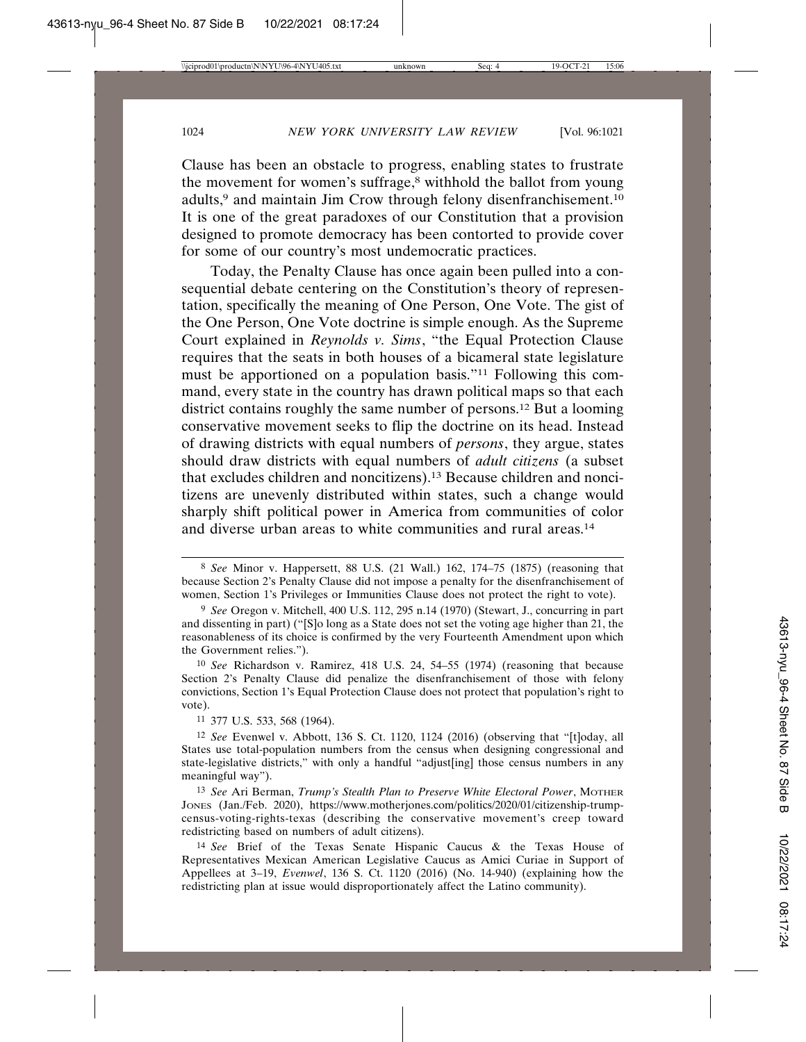Clause has been an obstacle to progress, enabling states to frustrate the movement for women's suffrage,[8] withhold the ballot from young adults,[9] and maintain Jim Crow through felony disenfranchisement.[10] It is one of the great paradoxes of our Constitution that a provision designed to promote democracy has been contorted to provide cover for some of our country's most undemocratic practices.

Today, the Penalty Clause has once again been pulled into a consequential debate centering on the Constitution's theory of representation, specifically the meaning of One Person, One Vote. The gist of the One Person, One Vote doctrine is simple enough. As the Supreme Court explained in *Reynolds v. Sims*, "the Equal Protection Clause requires that the seats in both houses of a bicameral state legislature must be apportioned on a population basis."[11] Following this command, every state in the country has drawn political maps so that each district contains roughly the same number of persons.[12] But a looming conservative movement seeks to flip the doctrine on its head. Instead of drawing districts with equal numbers of *persons*, they argue, states should draw districts with equal numbers of *adult citizens* (a subset that excludes children and noncitizens).[13] Because children and noncitizens are unevenly distributed within states, such a change would sharply shift political power in America from communities of color and diverse urban areas to white communities and rural areas.[14]

---

[8] *See* Minor v. Happersett, 88 U.S. (21 Wall.) 162, 174–75 (1875) (reasoning that because Section 2's Penalty Clause did not impose a penalty for the disenfranchisement of women, Section 1's Privileges or Immunities Clause does not protect the right to vote).

[9] *See* Oregon v. Mitchell, 400 U.S. 112, 295 n.14 (1970) (Stewart, J., concurring in part and dissenting in part) ("[S]o long as a State does not set the voting age higher than 21, the reasonableness of its choice is confirmed by the very Fourteenth Amendment upon which the Government relies.").

[10] *See* Richardson v. Ramirez, 418 U.S. 24, 54–55 (1974) (reasoning that because Section 2's Penalty Clause did penalize the disenfranchisement of those with felony convictions, Section 1's Equal Protection Clause does not protect that population's right to vote).

[11] 377 U.S. 533, 568 (1964).

[12] *See* Evenwel v. Abbott, 136 S. Ct. 1120, 1124 (2016) (observing that "[t]oday, all States use total-population numbers from the census when designing congressional and state-legislative districts," with only a handful "adjust[ing] those census numbers in any meaningful way").

[13] *See* Ari Berman, *Trump's Stealth Plan to Preserve White Electoral Power*, MOTHER JONES (Jan./Feb. 2020), https://www.motherjones.com/politics/2020/01/citizenship-trump-census-voting-rights-texas (describing the conservative movement's creep toward redistricting based on numbers of adult citizens).

[14] *See* Brief of the Texas Senate Hispanic Caucus & the Texas House of Representatives Mexican American Legislative Caucus as Amici Curiae in Support of Appellees at 3–19, *Evenwel*, 136 S. Ct. 1120 (2016) (No. 14-940) (explaining how the redistricting plan at issue would disproportionately affect the Latino community).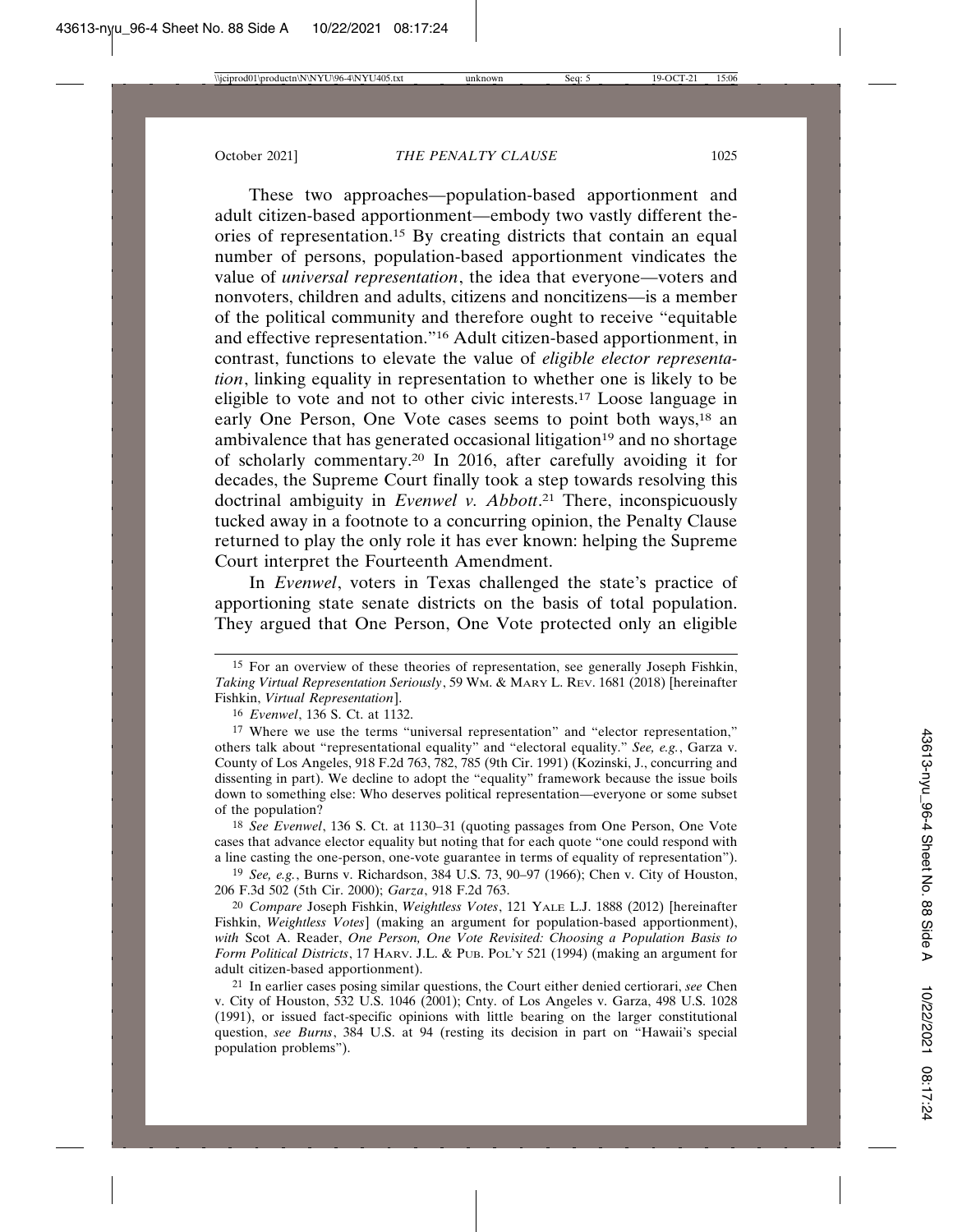These two approaches—population-based apportionment and adult citizen-based apportionment—embody two vastly different theories of representation.[15] By creating districts that contain an equal number of persons, population-based apportionment vindicates the value of *universal representation*, the idea that everyone—voters and nonvoters, children and adults, citizens and noncitizens—is a member of the political community and therefore ought to receive "equitable and effective representation."[16] Adult citizen-based apportionment, in contrast, functions to elevate the value of *eligible elector representation*, linking equality in representation to whether one is likely to be eligible to vote and not to other civic interests.[17] Loose language in early One Person, One Vote cases seems to point both ways,[18] an ambivalence that has generated occasional litigation[19] and no shortage of scholarly commentary.[20] In 2016, after carefully avoiding it for decades, the Supreme Court finally took a step towards resolving this doctrinal ambiguity in *Evenwel v. Abbott*.[21] There, inconspicuously tucked away in a footnote to a concurring opinion, the Penalty Clause returned to play the only role it has ever known: helping the Supreme Court interpret the Fourteenth Amendment.

In *Evenwel*, voters in Texas challenged the state's practice of apportioning state senate districts on the basis of total population. They argued that One Person, One Vote protected only an eligible

---

15 For an overview of these theories of representation, see generally Joseph Fishkin, *Taking Virtual Representation Seriously*, 59 WM. & MARY L. REV. 1681 (2018) [hereinafter Fishkin, *Virtual Representation*].

16 *Evenwel*, 136 S. Ct. at 1132.

17 Where we use the terms "universal representation" and "elector representation," others talk about "representational equality" and "electoral equality." *See, e.g.*, Garza v. County of Los Angeles, 918 F.2d 763, 782, 785 (9th Cir. 1991) (Kozinski, J., concurring and dissenting in part). We decline to adopt the "equality" framework because the issue boils down to something else: Who deserves political representation—everyone or some subset of the population?

18 *See Evenwel*, 136 S. Ct. at 1130–31 (quoting passages from One Person, One Vote cases that advance elector equality but noting that for each quote "one could respond with a line casting the one-person, one-vote guarantee in terms of equality of representation").

19 *See, e.g.*, Burns v. Richardson, 384 U.S. 73, 90–97 (1966); Chen v. City of Houston, 206 F.3d 502 (5th Cir. 2000); *Garza*, 918 F.2d 763.

20 *Compare* Joseph Fishkin, *Weightless Votes*, 121 YALE L.J. 1888 (2012) [hereinafter Fishkin, *Weightless Votes*] (making an argument for population-based apportionment), *with* Scot A. Reader, *One Person, One Vote Revisited: Choosing a Population Basis to Form Political Districts*, 17 HARV. J.L. & PUB. POL'Y 521 (1994) (making an argument for adult citizen-based apportionment).

21 In earlier cases posing similar questions, the Court either denied certiorari, *see* Chen v. City of Houston, 532 U.S. 1046 (2001); Cnty. of Los Angeles v. Garza, 498 U.S. 1028 (1991), or issued fact-specific opinions with little bearing on the larger constitutional question, *see Burns*, 384 U.S. at 94 (resting its decision in part on "Hawaii's special population problems").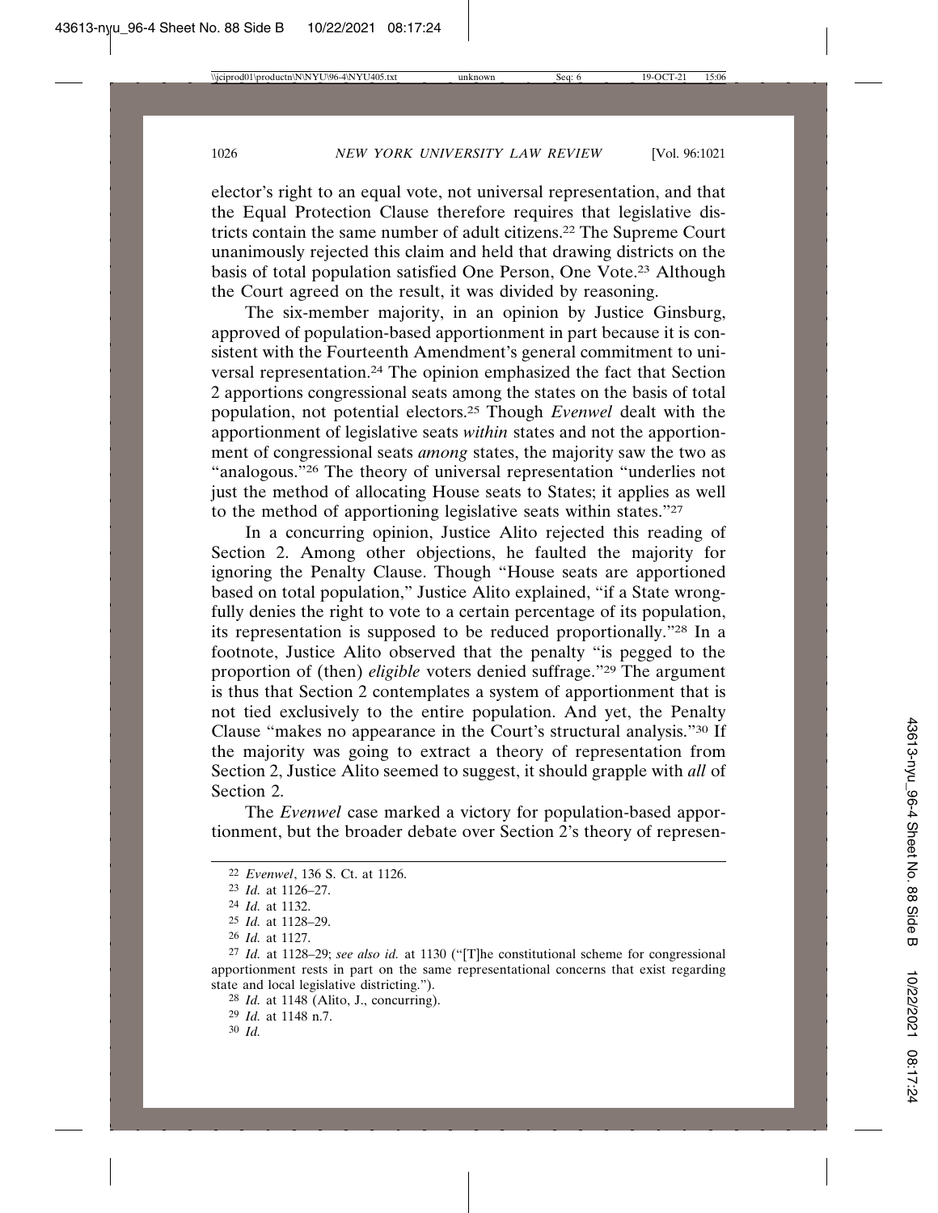elector's right to an equal vote, not universal representation, and that the Equal Protection Clause therefore requires that legislative districts contain the same number of adult citizens.[22] The Supreme Court unanimously rejected this claim and held that drawing districts on the basis of total population satisfied One Person, One Vote.[23] Although the Court agreed on the result, it was divided by reasoning.

The six-member majority, in an opinion by Justice Ginsburg, approved of population-based apportionment in part because it is consistent with the Fourteenth Amendment's general commitment to universal representation.[24] The opinion emphasized the fact that Section 2 apportions congressional seats among the states on the basis of total population, not potential electors.[25] Though *Evenwel* dealt with the apportionment of legislative seats *within* states and not the apportionment of congressional seats *among* states, the majority saw the two as "analogous."[26] The theory of universal representation "underlies not just the method of allocating House seats to States; it applies as well to the method of apportioning legislative seats within states."[27]

In a concurring opinion, Justice Alito rejected this reading of Section 2. Among other objections, he faulted the majority for ignoring the Penalty Clause. Though "House seats are apportioned based on total population," Justice Alito explained, "if a State wrongfully denies the right to vote to a certain percentage of its population, its representation is supposed to be reduced proportionally."[28] In a footnote, Justice Alito observed that the penalty "is pegged to the proportion of (then) *eligible* voters denied suffrage."[29] The argument is thus that Section 2 contemplates a system of apportionment that is not tied exclusively to the entire population. And yet, the Penalty Clause "makes no appearance in the Court's structural analysis."[30] If the majority was going to extract a theory of representation from Section 2, Justice Alito seemed to suggest, it should grapple with *all* of Section 2.

The *Evenwel* case marked a victory for population-based apportionment, but the broader debate over Section 2's theory of represen-

---

[22] *Evenwel*, 136 S. Ct. at 1126.

[23] *Id.* at 1126–27.

[24] *Id.* at 1132.

[25] *Id.* at 1128–29.

[26] *Id.* at 1127.

[27] *Id.* at 1128–29; *see also id.* at 1130 ("[T]he constitutional scheme for congressional apportionment rests in part on the same representational concerns that exist regarding state and local legislative districting.").

[28] *Id.* at 1148 (Alito, J., concurring).

[29] *Id.* at 1148 n.7.

[30] *Id.*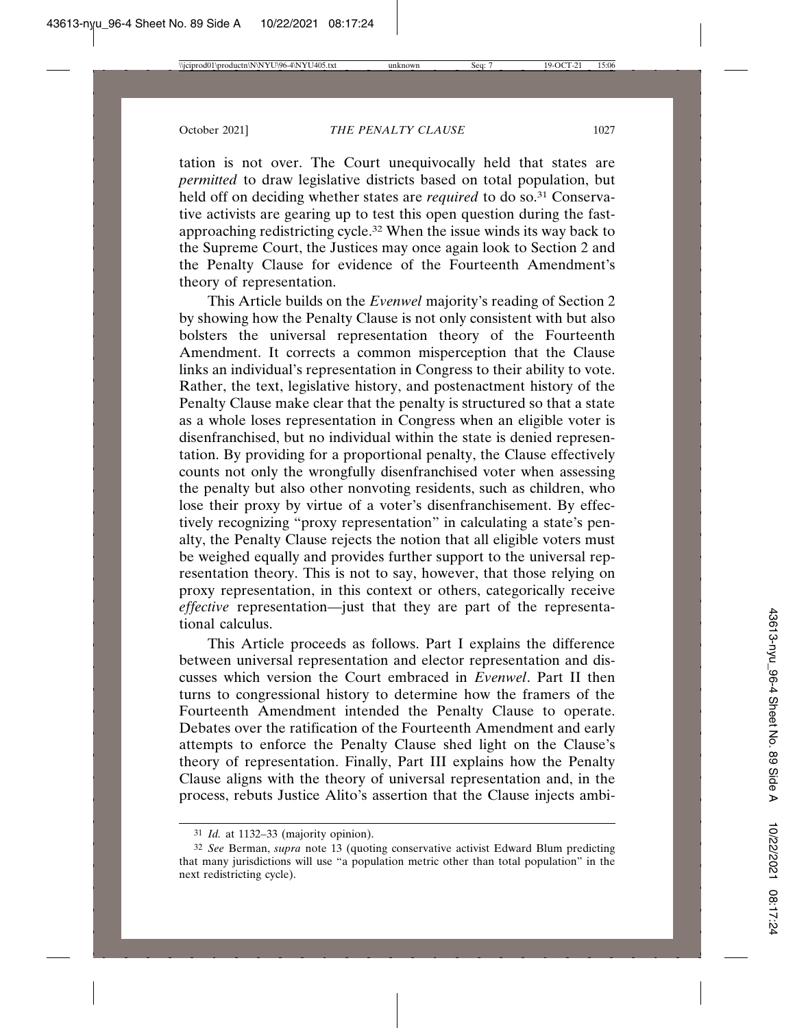tation is not over. The Court unequivocally held that states are *permitted* to draw legislative districts based on total population, but held off on deciding whether states are *required* to do so.[31] Conservative activists are gearing up to test this open question during the fast-approaching redistricting cycle.[32] When the issue winds its way back to the Supreme Court, the Justices may once again look to Section 2 and the Penalty Clause for evidence of the Fourteenth Amendment's theory of representation.

This Article builds on the *Evenwel* majority's reading of Section 2 by showing how the Penalty Clause is not only consistent with but also bolsters the universal representation theory of the Fourteenth Amendment. It corrects a common misperception that the Clause links an individual's representation in Congress to their ability to vote. Rather, the text, legislative history, and postenactment history of the Penalty Clause make clear that the penalty is structured so that a state as a whole loses representation in Congress when an eligible voter is disenfranchised, but no individual within the state is denied representation. By providing for a proportional penalty, the Clause effectively counts not only the wrongfully disenfranchised voter when assessing the penalty but also other nonvoting residents, such as children, who lose their proxy by virtue of a voter's disenfranchisement. By effectively recognizing "proxy representation" in calculating a state's penalty, the Penalty Clause rejects the notion that all eligible voters must be weighed equally and provides further support to the universal representation theory. This is not to say, however, that those relying on proxy representation, in this context or others, categorically receive *effective* representation—just that they are part of the representational calculus.

This Article proceeds as follows. Part I explains the difference between universal representation and elector representation and discusses which version the Court embraced in *Evenwel*. Part II then turns to congressional history to determine how the framers of the Fourteenth Amendment intended the Penalty Clause to operate. Debates over the ratification of the Fourteenth Amendment and early attempts to enforce the Penalty Clause shed light on the Clause's theory of representation. Finally, Part III explains how the Penalty Clause aligns with the theory of universal representation and, in the process, rebuts Justice Alito's assertion that the Clause injects ambi-

---

[31] *Id.* at 1132–33 (majority opinion).

[32] *See* Berman, *supra* note 13 (quoting conservative activist Edward Blum predicting that many jurisdictions will use "a population metric other than total population" in the next redistricting cycle).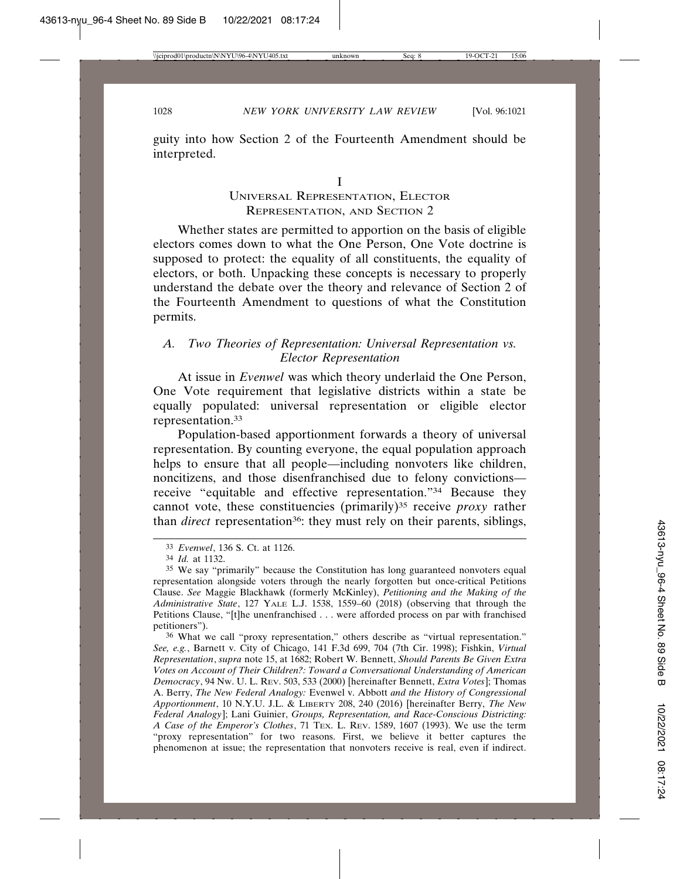guity into how Section 2 of the Fourteenth Amendment should be interpreted.

# I
# Universal Representation, Elector Representation, and Section 2

Whether states are permitted to apportion on the basis of eligible electors comes down to what the One Person, One Vote doctrine is supposed to protect: the equality of all constituents, the equality of electors, or both. Unpacking these concepts is necessary to properly understand the debate over the theory and relevance of Section 2 of the Fourteenth Amendment to questions of what the Constitution permits.

## A. *Two Theories of Representation: Universal Representation vs. Elector Representation*

At issue in *Evenwel* was which theory underlaid the One Person, One Vote requirement that legislative districts within a state be equally populated: universal representation or eligible elector representation.[33]

Population-based apportionment forwards a theory of universal representation. By counting everyone, the equal population approach helps to ensure that all people—including nonvoters like children, noncitizens, and those disenfranchised due to felony convictions—receive "equitable and effective representation."[34] Because they cannot vote, these constituencies (primarily)[35] receive *proxy* rather than *direct* representation[36]: they must rely on their parents, siblings,

---

[33] *Evenwel*, 136 S. Ct. at 1126.

[34] *Id.* at 1132.

[35] We say "primarily" because the Constitution has long guaranteed nonvoters equal representation alongside voters through the nearly forgotten but once-critical Petitions Clause. *See* Maggie Blackhawk (formerly McKinley), *Petitioning and the Making of the Administrative State*, 127 Yale L.J. 1538, 1559–60 (2018) (observing that through the Petitions Clause, "[t]he unenfranchised . . . were afforded process on par with franchised petitioners").

[36] What we call "proxy representation," others describe as "virtual representation." *See, e.g.*, Barnett v. City of Chicago, 141 F.3d 699, 704 (7th Cir. 1998); Fishkin, *Virtual Representation*, *supra* note 15, at 1682; Robert W. Bennett, *Should Parents Be Given Extra Votes on Account of Their Children?: Toward a Conversational Understanding of American Democracy*, 94 Nw. U. L. Rev. 503, 533 (2000) [hereinafter Bennett, *Extra Votes*]; Thomas A. Berry, *The New Federal Analogy:* Evenwel v. Abbott *and the History of Congressional Apportionment*, 10 N.Y.U. J.L. & Liberty 208, 240 (2016) [hereinafter Berry, *The New Federal Analogy*]; Lani Guinier, *Groups, Representation, and Race-Conscious Districting: A Case of the Emperor's Clothes*, 71 Tex. L. Rev. 1589, 1607 (1993). We use the term "proxy representation" for two reasons. First, we believe it better captures the phenomenon at issue; the representation that nonvoters receive is real, even if indirect.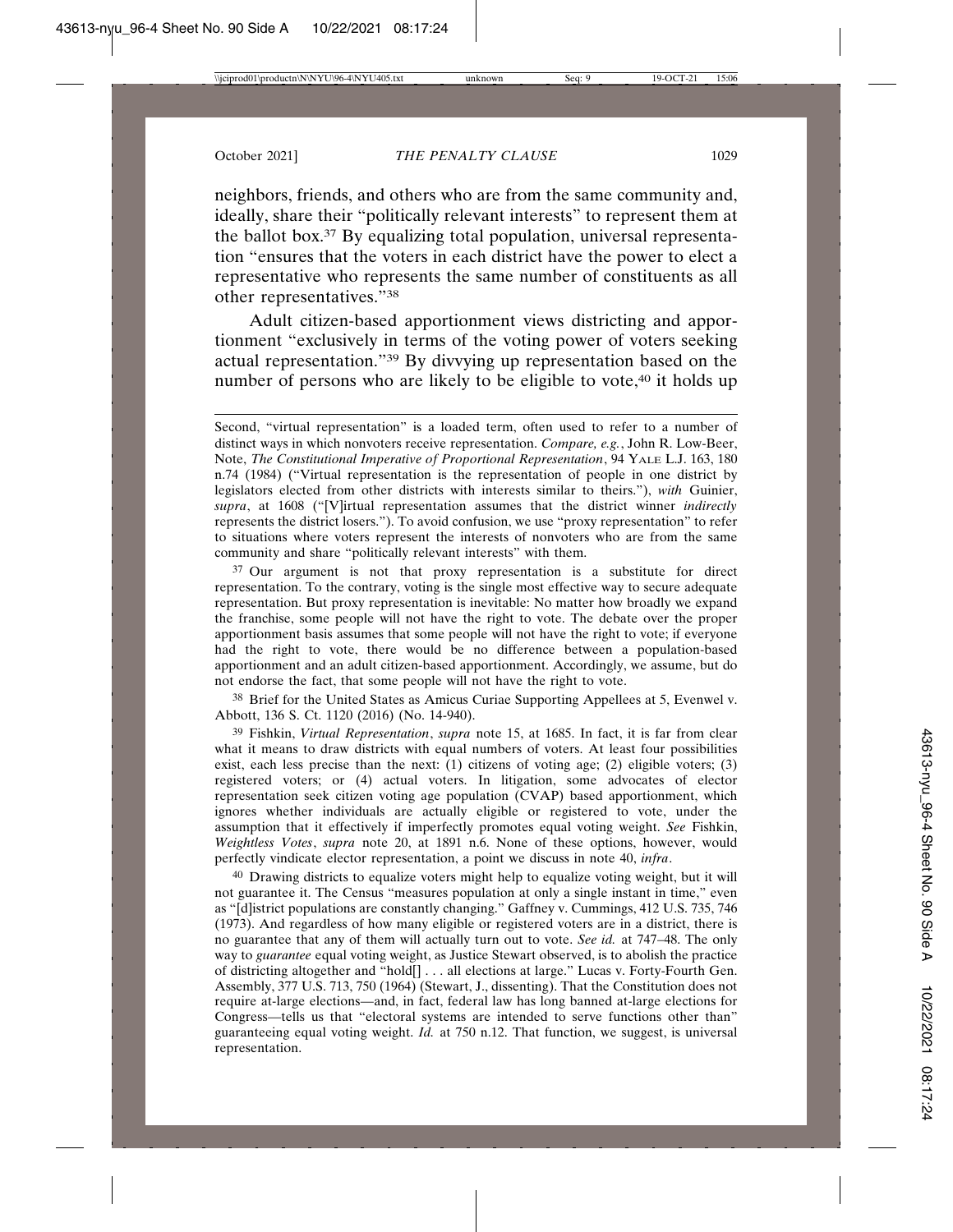neighbors, friends, and others who are from the same community and, ideally, share their "politically relevant interests" to represent them at the ballot box.[37] By equalizing total population, universal representation "ensures that the voters in each district have the power to elect a representative who represents the same number of constituents as all other representatives."[38]

Adult citizen-based apportionment views districting and apportionment "exclusively in terms of the voting power of voters seeking actual representation."[39] By divvying up representation based on the number of persons who are likely to be eligible to vote,[40] it holds up

---

Second, "virtual representation" is a loaded term, often used to refer to a number of distinct ways in which nonvoters receive representation. *Compare, e.g.*, John R. Low-Beer, Note, *The Constitutional Imperative of Proportional Representation*, 94 YALE L.J. 163, 180 n.74 (1984) ("Virtual representation is the representation of people in one district by legislators elected from other districts with interests similar to theirs."), *with* Guinier, *supra*, at 1608 ("[V]irtual representation assumes that the district winner *indirectly* represents the district losers."). To avoid confusion, we use "proxy representation" to refer to situations where voters represent the interests of nonvoters who are from the same community and share "politically relevant interests" with them.

[37] Our argument is not that proxy representation is a substitute for direct representation. To the contrary, voting is the single most effective way to secure adequate representation. But proxy representation is inevitable: No matter how broadly we expand the franchise, some people will not have the right to vote. The debate over the proper apportionment basis assumes that some people will not have the right to vote; if everyone had the right to vote, there would be no difference between a population-based apportionment and an adult citizen-based apportionment. Accordingly, we assume, but do not endorse the fact, that some people will not have the right to vote.

[38] Brief for the United States as Amicus Curiae Supporting Appellees at 5, Evenwel v. Abbott, 136 S. Ct. 1120 (2016) (No. 14-940).

[39] Fishkin, *Virtual Representation*, *supra* note 15, at 1685. In fact, it is far from clear what it means to draw districts with equal numbers of voters. At least four possibilities exist, each less precise than the next: (1) citizens of voting age; (2) eligible voters; (3) registered voters; or (4) actual voters. In litigation, some advocates of elector representation seek citizen voting age population (CVAP) based apportionment, which ignores whether individuals are actually eligible or registered to vote, under the assumption that it effectively if imperfectly promotes equal voting weight. *See* Fishkin, *Weightless Votes*, *supra* note 20, at 1891 n.6. None of these options, however, would perfectly vindicate elector representation, a point we discuss in note 40, *infra*.

[40] Drawing districts to equalize voters might help to equalize voting weight, but it will not guarantee it. The Census "measures population at only a single instant in time," even as "[d]istrict populations are constantly changing." Gaffney v. Cummings, 412 U.S. 735, 746 (1973). And regardless of how many eligible or registered voters are in a district, there is no guarantee that any of them will actually turn out to vote. *See id.* at 747–48. The only way to *guarantee* equal voting weight, as Justice Stewart observed, is to abolish the practice of districting altogether and "hold[] . . . all elections at large." Lucas v. Forty-Fourth Gen. Assembly, 377 U.S. 713, 750 (1964) (Stewart, J., dissenting). That the Constitution does not require at-large elections—and, in fact, federal law has long banned at-large elections for Congress—tells us that "electoral systems are intended to serve functions other than" guaranteeing equal voting weight. *Id.* at 750 n.12. That function, we suggest, is universal representation.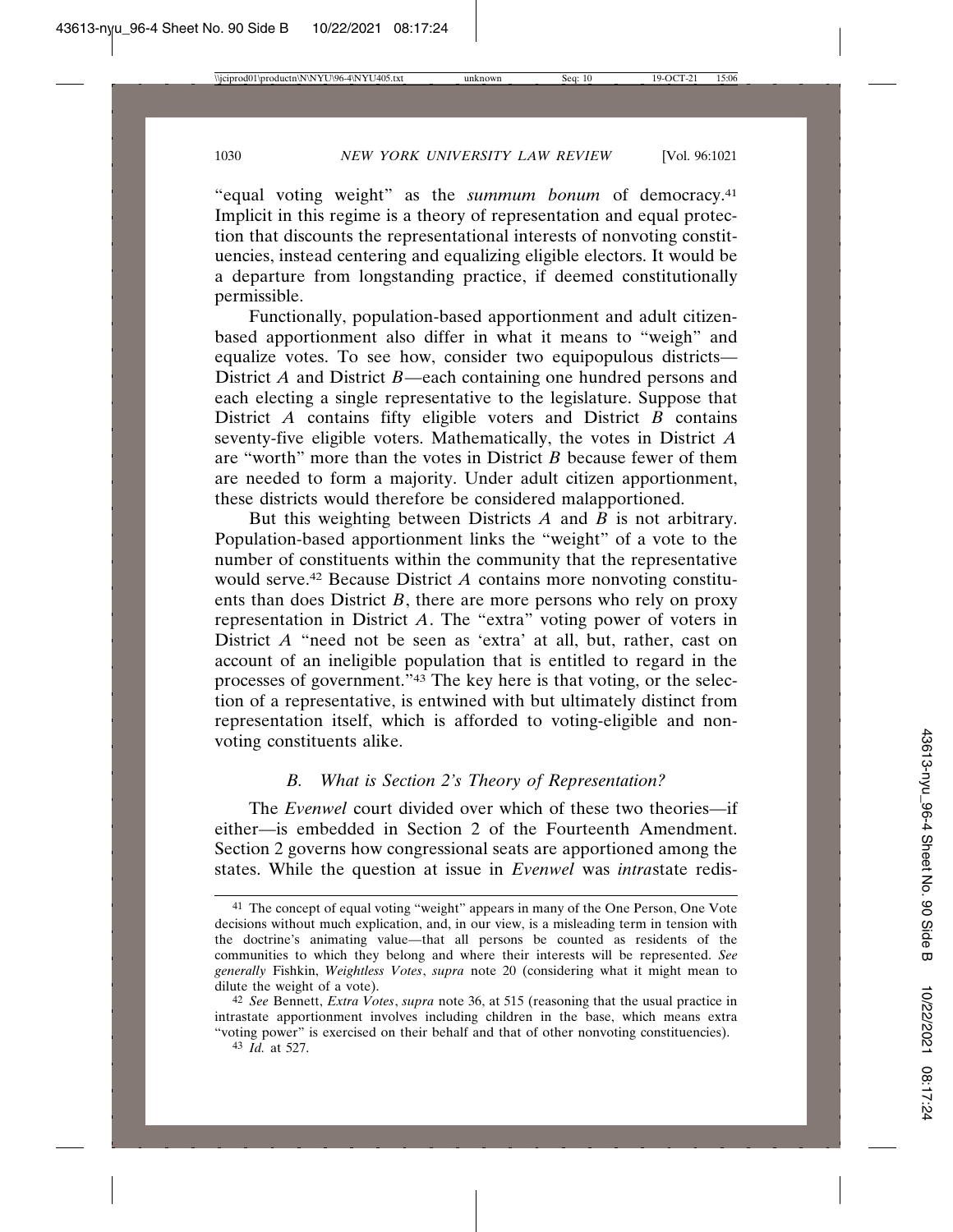"equal voting weight" as the *summum bonum* of democracy.[41] Implicit in this regime is a theory of representation and equal protection that discounts the representational interests of nonvoting constituencies, instead centering and equalizing eligible electors. It would be a departure from longstanding practice, if deemed constitutionally permissible.

Functionally, population-based apportionment and adult citizen-based apportionment also differ in what it means to "weigh" and equalize votes. To see how, consider two equipopulous districts—District *A* and District *B*—each containing one hundred persons and each electing a single representative to the legislature. Suppose that District *A* contains fifty eligible voters and District *B* contains seventy-five eligible voters. Mathematically, the votes in District *A* are "worth" more than the votes in District *B* because fewer of them are needed to form a majority. Under adult citizen apportionment, these districts would therefore be considered malapportioned.

But this weighting between Districts *A* and *B* is not arbitrary. Population-based apportionment links the "weight" of a vote to the number of constituents within the community that the representative would serve.[42] Because District *A* contains more nonvoting constituents than does District *B*, there are more persons who rely on proxy representation in District *A*. The "extra" voting power of voters in District *A* "need not be seen as 'extra' at all, but, rather, cast on account of an ineligible population that is entitled to regard in the processes of government."[43] The key here is that voting, or the selection of a representative, is entwined with but ultimately distinct from representation itself, which is afforded to voting-eligible and nonvoting constituents alike.

### *B. What is Section 2's Theory of Representation?*

The *Evenwel* court divided over which of these two theories—if either—is embedded in Section 2 of the Fourteenth Amendment. Section 2 governs how congressional seats are apportioned among the states. While the question at issue in *Evenwel* was *intra*state redis-

---

[41] The concept of equal voting "weight" appears in many of the One Person, One Vote decisions without much explication, and, in our view, is a misleading term in tension with the doctrine's animating value—that all persons be counted as residents of the communities to which they belong and where their interests will be represented. *See generally* Fishkin, *Weightless Votes*, *supra* note 20 (considering what it might mean to dilute the weight of a vote).

[42] *See* Bennett, *Extra Votes*, *supra* note 36, at 515 (reasoning that the usual practice in intrastate apportionment involves including children in the base, which means extra "voting power" is exercised on their behalf and that of other nonvoting constituencies).

[43] *Id.* at 527.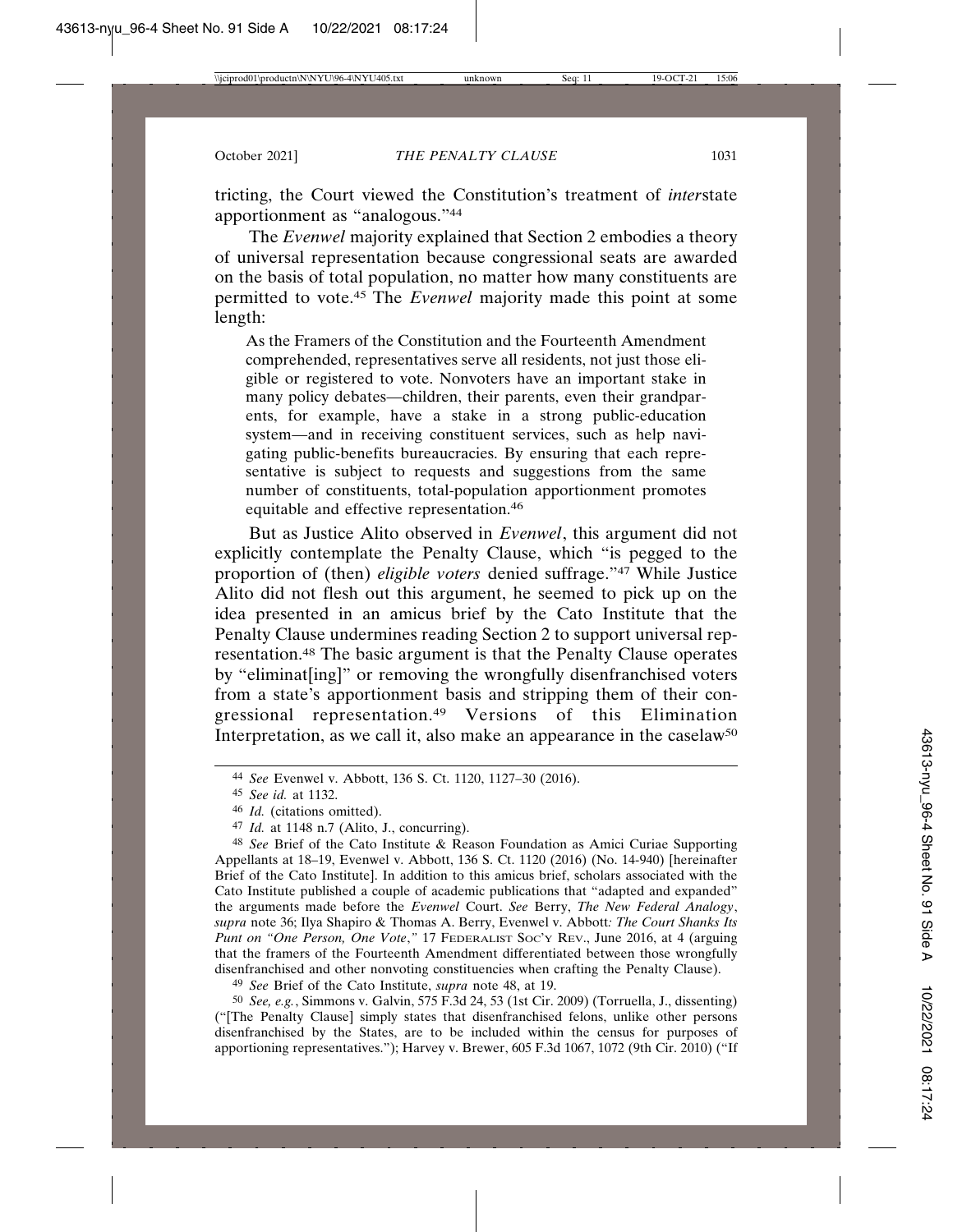tricting, the Court viewed the Constitution's treatment of *inter*state apportionment as "analogous."[44]

The *Evenwel* majority explained that Section 2 embodies a theory of universal representation because congressional seats are awarded on the basis of total population, no matter how many constituents are permitted to vote.[45] The *Evenwel* majority made this point at some length:

> As the Framers of the Constitution and the Fourteenth Amendment comprehended, representatives serve all residents, not just those eligible or registered to vote. Nonvoters have an important stake in many policy debates—children, their parents, even their grandparents, for example, have a stake in a strong public-education system—and in receiving constituent services, such as help navigating public-benefits bureaucracies. By ensuring that each representative is subject to requests and suggestions from the same number of constituents, total-population apportionment promotes equitable and effective representation.[46]

But as Justice Alito observed in *Evenwel*, this argument did not explicitly contemplate the Penalty Clause, which "is pegged to the proportion of (then) *eligible voters* denied suffrage."[47] While Justice Alito did not flesh out this argument, he seemed to pick up on the idea presented in an amicus brief by the Cato Institute that the Penalty Clause undermines reading Section 2 to support universal representation.[48] The basic argument is that the Penalty Clause operates by "eliminat[ing]" or removing the wrongfully disenfranchised voters from a state's apportionment basis and stripping them of their congressional representation.[49] Versions of this Elimination Interpretation, as we call it, also make an appearance in the caselaw[50]

---

[44] *See* Evenwel v. Abbott, 136 S. Ct. 1120, 1127–30 (2016).

[45] *See id.* at 1132.

[46] *Id.* (citations omitted).

[47] *Id.* at 1148 n.7 (Alito, J., concurring).

[48] *See* Brief of the Cato Institute & Reason Foundation as Amici Curiae Supporting Appellants at 18–19, Evenwel v. Abbott, 136 S. Ct. 1120 (2016) (No. 14-940) [hereinafter Brief of the Cato Institute]. In addition to this amicus brief, scholars associated with the Cato Institute published a couple of academic publications that "adapted and expanded" the arguments made before the *Evenwel* Court. *See* Berry, *The New Federal Analogy*, *supra* note 36; Ilya Shapiro & Thomas A. Berry, Evenwel v. Abbott*: The Court Shanks Its Punt on "One Person, One Vote*,*"* 17 FEDERALIST SOC'Y REV., June 2016, at 4 (arguing that the framers of the Fourteenth Amendment differentiated between those wrongfully disenfranchised and other nonvoting constituencies when crafting the Penalty Clause).

[49] *See* Brief of the Cato Institute, *supra* note 48, at 19.

[50] *See, e.g.*, Simmons v. Galvin, 575 F.3d 24, 53 (1st Cir. 2009) (Torruella, J., dissenting) ("[The Penalty Clause] simply states that disenfranchised felons, unlike other persons disenfranchised by the States, are to be included within the census for purposes of apportioning representatives."); Harvey v. Brewer, 605 F.3d 1067, 1072 (9th Cir. 2010) ("If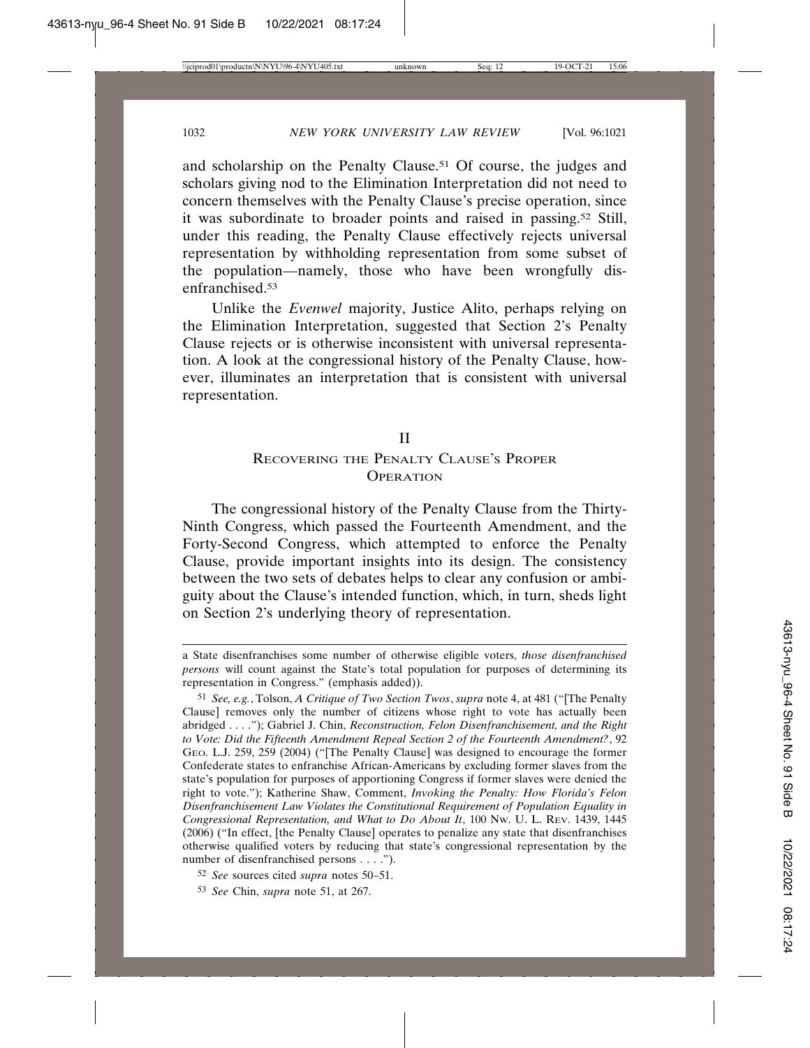and scholarship on the Penalty Clause.[51] Of course, the judges and scholars giving nod to the Elimination Interpretation did not need to concern themselves with the Penalty Clause's precise operation, since it was subordinate to broader points and raised in passing.[52] Still, under this reading, the Penalty Clause effectively rejects universal representation by withholding representation from some subset of the population—namely, those who have been wrongfully disenfranchised.[53]

Unlike the *Evenwel* majority, Justice Alito, perhaps relying on the Elimination Interpretation, suggested that Section 2's Penalty Clause rejects or is otherwise inconsistent with universal representation. A look at the congressional history of the Penalty Clause, however, illuminates an interpretation that is consistent with universal representation.

## II
## Recovering the Penalty Clause's Proper Operation

The congressional history of the Penalty Clause from the Thirty-Ninth Congress, which passed the Fourteenth Amendment, and the Forty-Second Congress, which attempted to enforce the Penalty Clause, provide important insights into its design. The consistency between the two sets of debates helps to clear any confusion or ambiguity about the Clause's intended function, which, in turn, sheds light on Section 2's underlying theory of representation.

---

a State disenfranchises some number of otherwise eligible voters, *those disenfranchised persons* will count against the State's total population for purposes of determining its representation in Congress." (emphasis added)).

[51] *See, e.g.*, Tolson, *A Critique of Two Section Twos*, *supra* note 4, at 481 ("[The Penalty Clause] removes only the number of citizens whose right to vote has actually been abridged . . . ."); Gabriel J. Chin, *Reconstruction, Felon Disenfranchisement, and the Right to Vote: Did the Fifteenth Amendment Repeal Section 2 of the Fourteenth Amendment?*, 92 Geo. L.J. 259, 259 (2004) ("[The Penalty Clause] was designed to encourage the former Confederate states to enfranchise African-Americans by excluding former slaves from the state's population for purposes of apportioning Congress if former slaves were denied the right to vote."); Katherine Shaw, Comment, *Invoking the Penalty: How Florida's Felon Disenfranchisement Law Violates the Constitutional Requirement of Population Equality in Congressional Representation, and What to Do About It*, 100 Nw. U. L. Rev. 1439, 1445 (2006) ("In effect, [the Penalty Clause] operates to penalize any state that disenfranchises otherwise qualified voters by reducing that state's congressional representation by the number of disenfranchised persons . . . .").

[52] *See* sources cited *supra* notes 50–51.

[53] *See* Chin, *supra* note 51, at 267.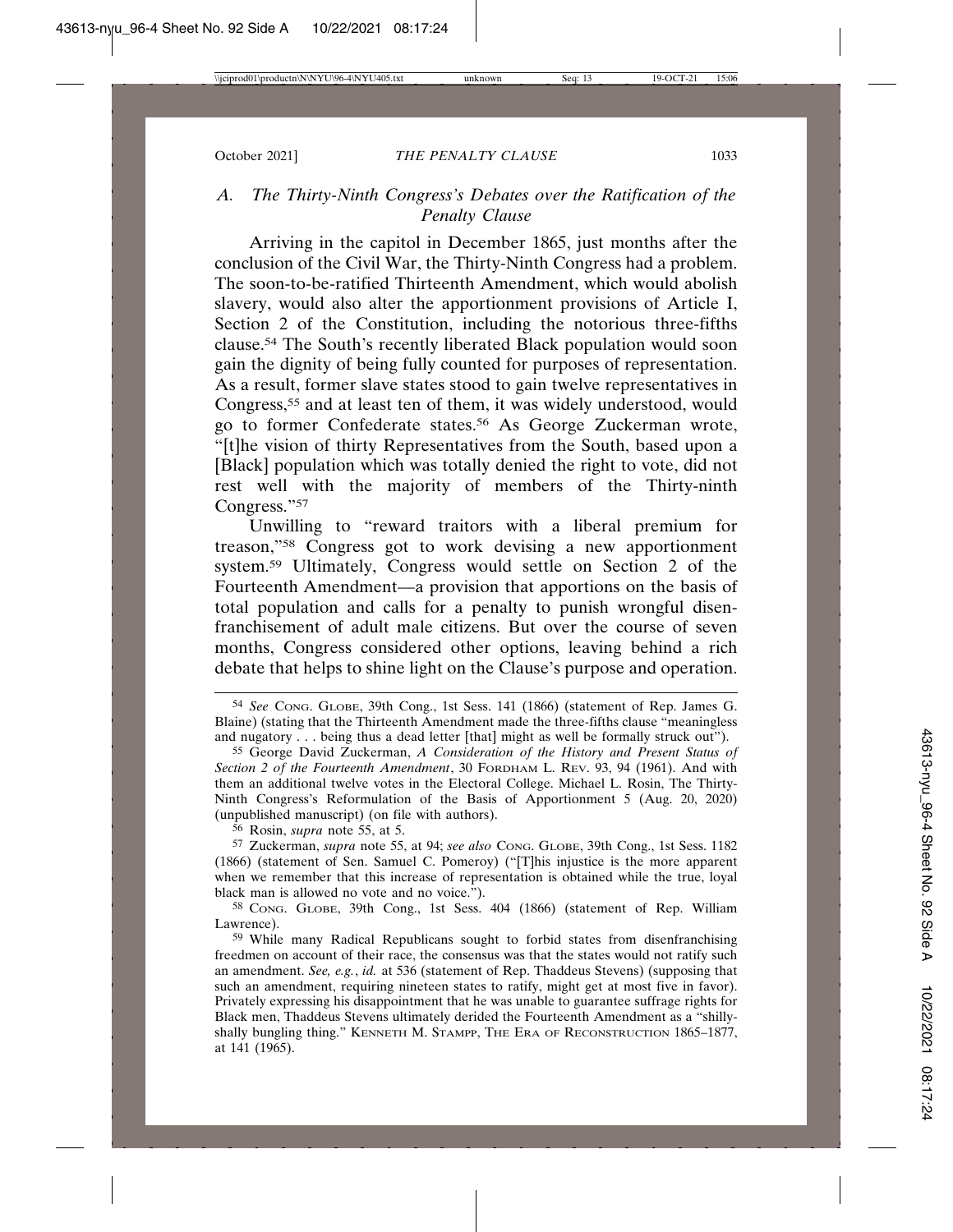### *A. The Thirty-Ninth Congress's Debates over the Ratification of the Penalty Clause*

Arriving in the capitol in December 1865, just months after the conclusion of the Civil War, the Thirty-Ninth Congress had a problem. The soon-to-be-ratified Thirteenth Amendment, which would abolish slavery, would also alter the apportionment provisions of Article I, Section 2 of the Constitution, including the notorious three-fifths clause.[54] The South's recently liberated Black population would soon gain the dignity of being fully counted for purposes of representation. As a result, former slave states stood to gain twelve representatives in Congress,[55] and at least ten of them, it was widely understood, would go to former Confederate states.[56] As George Zuckerman wrote, "[t]he vision of thirty Representatives from the South, based upon a [Black] population which was totally denied the right to vote, did not rest well with the majority of members of the Thirty-ninth Congress."[57]

Unwilling to "reward traitors with a liberal premium for treason,"[58] Congress got to work devising a new apportionment system.[59] Ultimately, Congress would settle on Section 2 of the Fourteenth Amendment—a provision that apportions on the basis of total population and calls for a penalty to punish wrongful disenfranchisement of adult male citizens. But over the course of seven months, Congress considered other options, leaving behind a rich debate that helps to shine light on the Clause's purpose and operation.

---

[54] *See* CONG. GLOBE, 39th Cong., 1st Sess. 141 (1866) (statement of Rep. James G. Blaine) (stating that the Thirteenth Amendment made the three-fifths clause "meaningless and nugatory . . . being thus a dead letter [that] might as well be formally struck out").

[55] George David Zuckerman, *A Consideration of the History and Present Status of Section 2 of the Fourteenth Amendment*, 30 FORDHAM L. REV. 93, 94 (1961). And with them an additional twelve votes in the Electoral College. Michael L. Rosin, The Thirty-Ninth Congress's Reformulation of the Basis of Apportionment 5 (Aug. 20, 2020) (unpublished manuscript) (on file with authors).

[56] Rosin, *supra* note 55, at 5.

[57] Zuckerman, *supra* note 55, at 94; *see also* CONG. GLOBE, 39th Cong., 1st Sess. 1182 (1866) (statement of Sen. Samuel C. Pomeroy) ("[T]his injustice is the more apparent when we remember that this increase of representation is obtained while the true, loyal black man is allowed no vote and no voice.").

[58] CONG. GLOBE, 39th Cong., 1st Sess. 404 (1866) (statement of Rep. William Lawrence).

[59] While many Radical Republicans sought to forbid states from disenfranchising freedmen on account of their race, the consensus was that the states would not ratify such an amendment. *See, e.g.*, *id.* at 536 (statement of Rep. Thaddeus Stevens) (supposing that such an amendment, requiring nineteen states to ratify, might get at most five in favor). Privately expressing his disappointment that he was unable to guarantee suffrage rights for Black men, Thaddeus Stevens ultimately derided the Fourteenth Amendment as a "shilly-shally bungling thing." KENNETH M. STAMPP, THE ERA OF RECONSTRUCTION 1865–1877, at 141 (1965).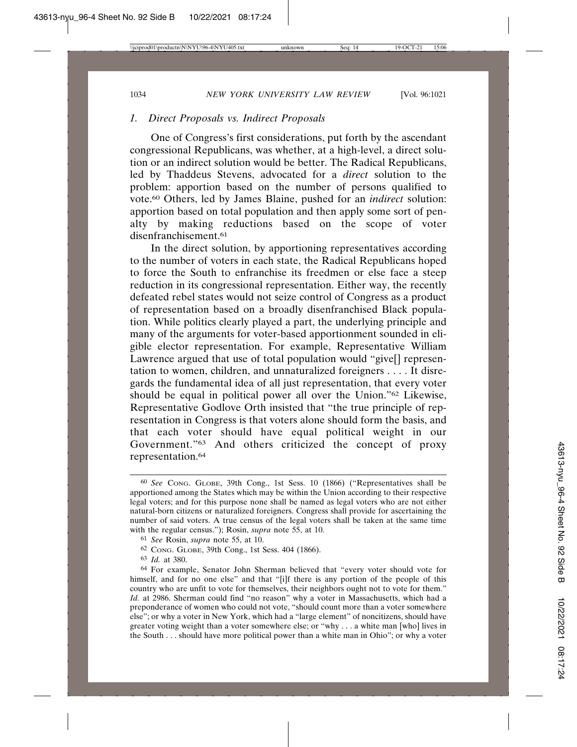### 1. Direct Proposals vs. Indirect Proposals

One of Congress's first considerations, put forth by the ascendant congressional Republicans, was whether, at a high-level, a direct solution or an indirect solution would be better. The Radical Republicans, led by Thaddeus Stevens, advocated for a *direct* solution to the problem: apportion based on the number of persons qualified to vote.[60] Others, led by James Blaine, pushed for an *indirect* solution: apportion based on total population and then apply some sort of penalty by making reductions based on the scope of voter disenfranchisement.[61]

In the direct solution, by apportioning representatives according to the number of voters in each state, the Radical Republicans hoped to force the South to enfranchise its freedmen or else face a steep reduction in its congressional representation. Either way, the recently defeated rebel states would not seize control of Congress as a product of representation based on a broadly disenfranchised Black population. While politics clearly played a part, the underlying principle and many of the arguments for voter-based apportionment sounded in eligible elector representation. For example, Representative William Lawrence argued that use of total population would "give[] representation to women, children, and unnaturalized foreigners . . . . It disregards the fundamental idea of all just representation, that every voter should be equal in political power all over the Union."[62] Likewise, Representative Godlove Orth insisted that "the true principle of representation in Congress is that voters alone should form the basis, and that each voter should have equal political weight in our Government."[63] And others criticized the concept of proxy representation.[64]

---

[60] *See* CONG. GLOBE, 39th Cong., 1st Sess. 10 (1866) ("Representatives shall be apportioned among the States which may be within the Union according to their respective legal voters; and for this purpose none shall be named as legal voters who are not either natural-born citizens or naturalized foreigners. Congress shall provide for ascertaining the number of said voters. A true census of the legal voters shall be taken at the same time with the regular census."); Rosin, *supra* note 55, at 10.

[61] *See* Rosin, *supra* note 55, at 10.

[62] CONG. GLOBE, 39th Cong., 1st Sess. 404 (1866).

[63] *Id.* at 380.

[64] For example, Senator John Sherman believed that "every voter should vote for himself, and for no one else" and that "[i]f there is any portion of the people of this country who are unfit to vote for themselves, their neighbors ought not to vote for them." *Id.* at 2986. Sherman could find "no reason" why a voter in Massachusetts, which had a preponderance of women who could not vote, "should count more than a voter somewhere else"; or why a voter in New York, which had a "large element" of noncitizens, should have greater voting weight than a voter somewhere else; or "why . . . a white man [who] lives in the South . . . should have more political power than a white man in Ohio"; or why a voter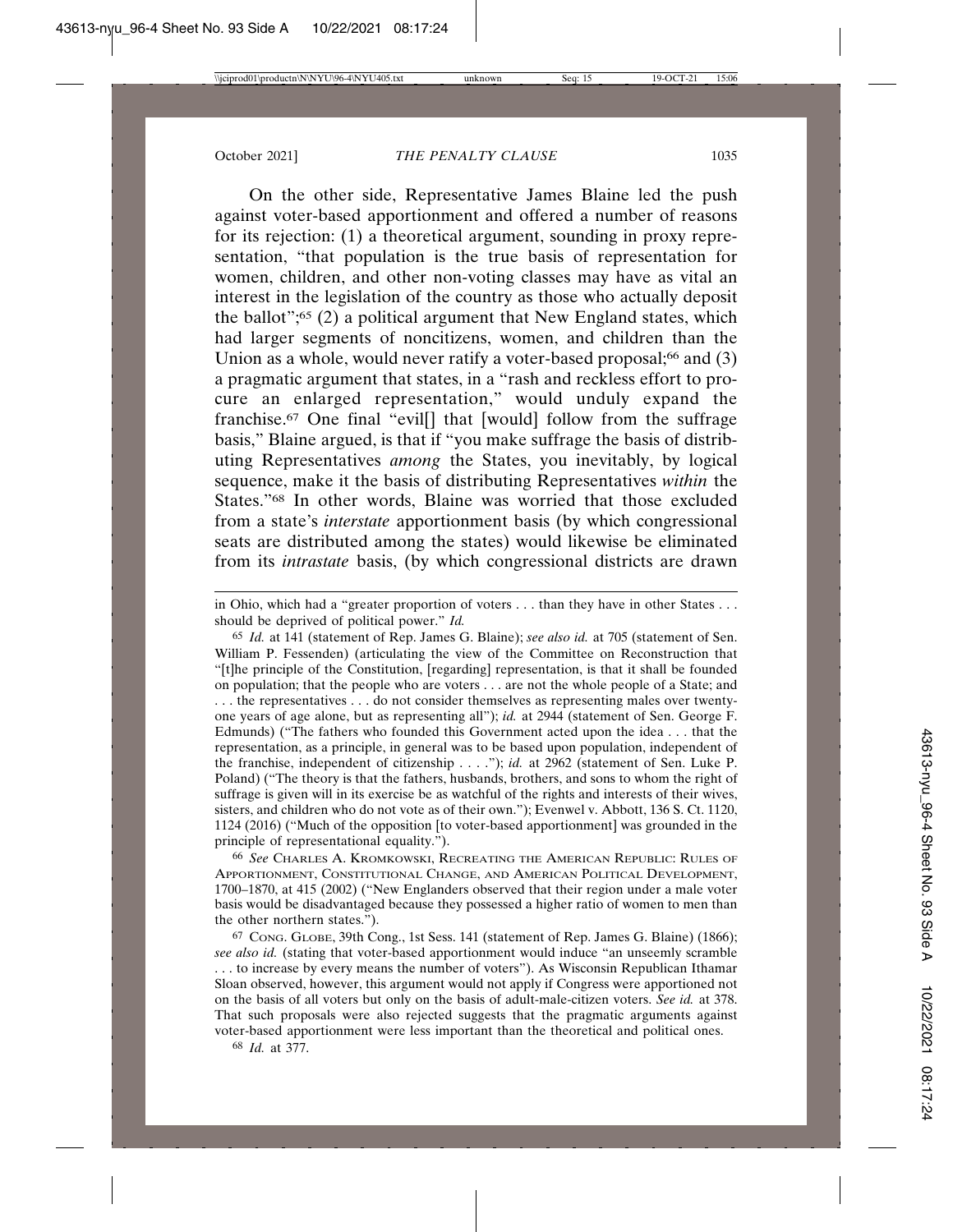On the other side, Representative James Blaine led the push against voter-based apportionment and offered a number of reasons for its rejection: (1) a theoretical argument, sounding in proxy representation, "that population is the true basis of representation for women, children, and other non-voting classes may have as vital an interest in the legislation of the country as those who actually deposit the ballot";[65] (2) a political argument that New England states, which had larger segments of noncitizens, women, and children than the Union as a whole, would never ratify a voter-based proposal;[66] and (3) a pragmatic argument that states, in a "rash and reckless effort to procure an enlarged representation," would unduly expand the franchise.[67] One final "evil[] that [would] follow from the suffrage basis," Blaine argued, is that if "you make suffrage the basis of distributing Representatives *among* the States, you inevitably, by logical sequence, make it the basis of distributing Representatives *within* the States."[68] In other words, Blaine was worried that those excluded from a state's *interstate* apportionment basis (by which congressional seats are distributed among the states) would likewise be eliminated from its *intrastate* basis, (by which congressional districts are drawn

---

in Ohio, which had a "greater proportion of voters . . . than they have in other States . . . should be deprived of political power." *Id.*

[65] *Id.* at 141 (statement of Rep. James G. Blaine); *see also id.* at 705 (statement of Sen. William P. Fessenden) (articulating the view of the Committee on Reconstruction that "[t]he principle of the Constitution, [regarding] representation, is that it shall be founded on population; that the people who are voters . . . are not the whole people of a State; and . . . the representatives . . . do not consider themselves as representing males over twenty-one years of age alone, but as representing all"); *id.* at 2944 (statement of Sen. George F. Edmunds) ("The fathers who founded this Government acted upon the idea . . . that the representation, as a principle, in general was to be based upon population, independent of the franchise, independent of citizenship . . . ."); *id.* at 2962 (statement of Sen. Luke P. Poland) ("The theory is that the fathers, husbands, brothers, and sons to whom the right of suffrage is given will in its exercise be as watchful of the rights and interests of their wives, sisters, and children who do not vote as of their own."); Evenwel v. Abbott, 136 S. Ct. 1120, 1124 (2016) ("Much of the opposition [to voter-based apportionment] was grounded in the principle of representational equality.").

[66] *See* CHARLES A. KROMKOWSKI, RECREATING THE AMERICAN REPUBLIC: RULES OF APPORTIONMENT, CONSTITUTIONAL CHANGE, AND AMERICAN POLITICAL DEVELOPMENT, 1700–1870, at 415 (2002) ("New Englanders observed that their region under a male voter basis would be disadvantaged because they possessed a higher ratio of women to men than the other northern states.").

[67] CONG. GLOBE, 39th Cong., 1st Sess. 141 (statement of Rep. James G. Blaine) (1866); *see also id.* (stating that voter-based apportionment would induce "an unseemly scramble . . . to increase by every means the number of voters"). As Wisconsin Republican Ithamar Sloan observed, however, this argument would not apply if Congress were apportioned not on the basis of all voters but only on the basis of adult-male-citizen voters. *See id.* at 378. That such proposals were also rejected suggests that the pragmatic arguments against voter-based apportionment were less important than the theoretical and political ones.

[68] *Id.* at 377.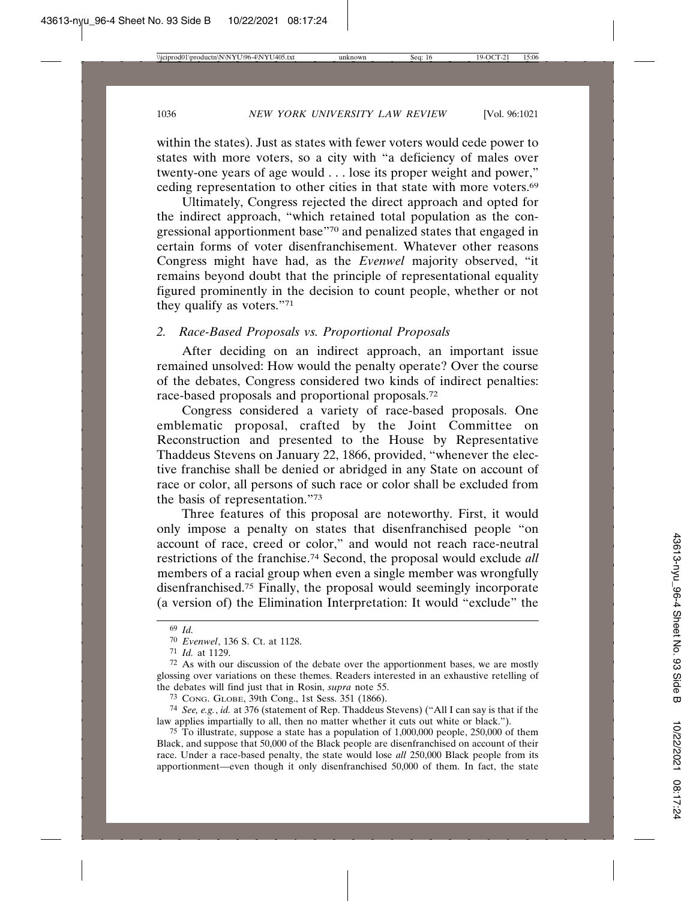within the states). Just as states with fewer voters would cede power to states with more voters, so a city with "a deficiency of males over twenty-one years of age would . . . lose its proper weight and power," ceding representation to other cities in that state with more voters.[69]

Ultimately, Congress rejected the direct approach and opted for the indirect approach, "which retained total population as the congressional apportionment base"[70] and penalized states that engaged in certain forms of voter disenfranchisement. Whatever other reasons Congress might have had, as the *Evenwel* majority observed, "it remains beyond doubt that the principle of representational equality figured prominently in the decision to count people, whether or not they qualify as voters."[71]

### 2. Race-Based Proposals vs. Proportional Proposals

After deciding on an indirect approach, an important issue remained unsolved: How would the penalty operate? Over the course of the debates, Congress considered two kinds of indirect penalties: race-based proposals and proportional proposals.[72]

Congress considered a variety of race-based proposals. One emblematic proposal, crafted by the Joint Committee on Reconstruction and presented to the House by Representative Thaddeus Stevens on January 22, 1866, provided, "whenever the elective franchise shall be denied or abridged in any State on account of race or color, all persons of such race or color shall be excluded from the basis of representation."[73]

Three features of this proposal are noteworthy. First, it would only impose a penalty on states that disenfranchised people "on account of race, creed or color," and would not reach race-neutral restrictions of the franchise.[74] Second, the proposal would exclude *all* members of a racial group when even a single member was wrongfully disenfranchised.[75] Finally, the proposal would seemingly incorporate (a version of) the Elimination Interpretation: It would "exclude" the

---

[69] *Id.*

[70] *Evenwel*, 136 S. Ct. at 1128.

[71] *Id.* at 1129.

[72] As with our discussion of the debate over the apportionment bases, we are mostly glossing over variations on these themes. Readers interested in an exhaustive retelling of the debates will find just that in Rosin, *supra* note 55.

[73] CONG. GLOBE, 39th Cong., 1st Sess. 351 (1866).

[74] *See, e.g.*, *id.* at 376 (statement of Rep. Thaddeus Stevens) ("All I can say is that if the law applies impartially to all, then no matter whether it cuts out white or black.").

[75] To illustrate, suppose a state has a population of 1,000,000 people, 250,000 of them Black, and suppose that 50,000 of the Black people are disenfranchised on account of their race. Under a race-based penalty, the state would lose *all* 250,000 Black people from its apportionment—even though it only disenfranchised 50,000 of them. In fact, the state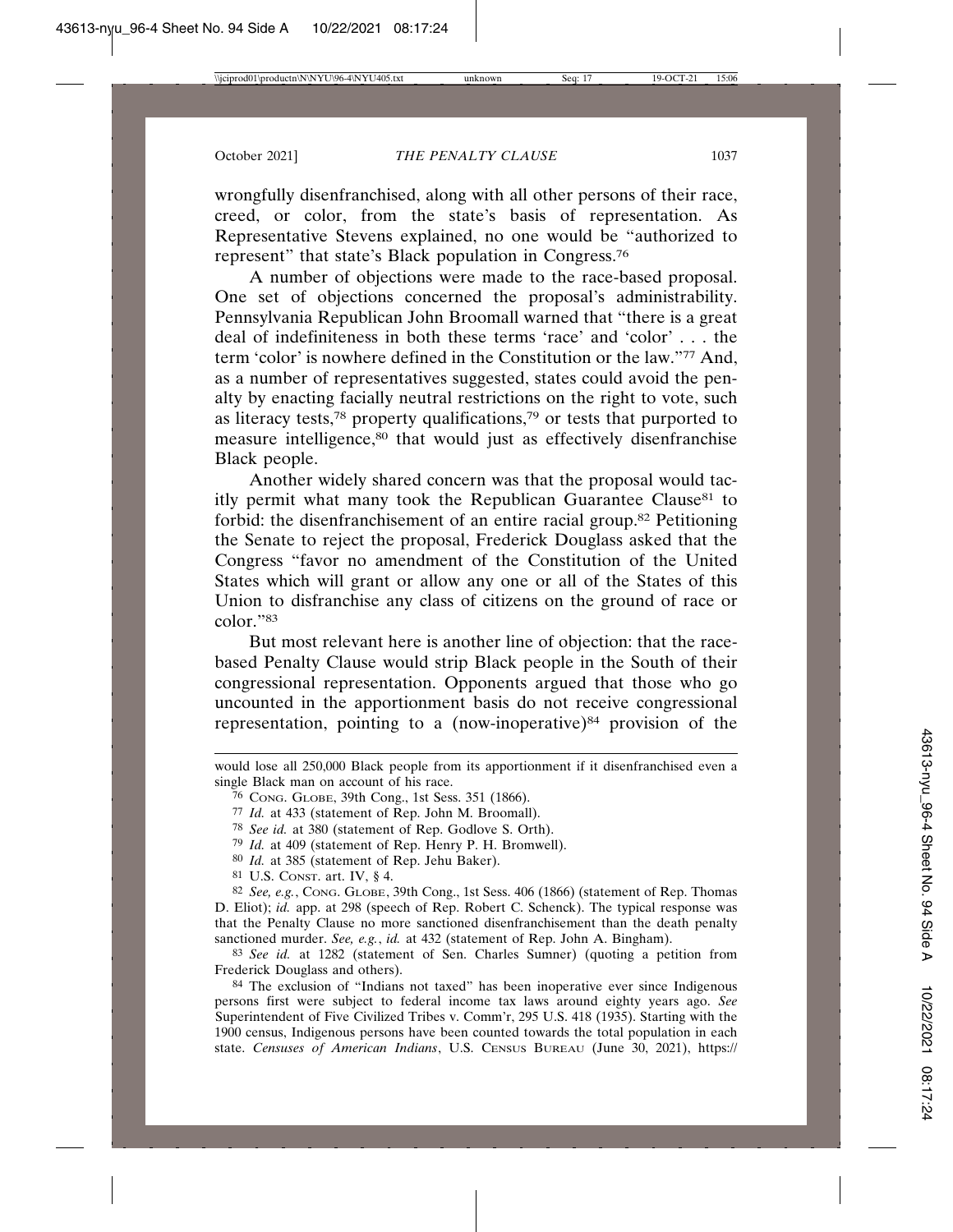wrongfully disenfranchised, along with all other persons of their race, creed, or color, from the state's basis of representation. As Representative Stevens explained, no one would be "authorized to represent" that state's Black population in Congress.[76]

A number of objections were made to the race-based proposal. One set of objections concerned the proposal's administrability. Pennsylvania Republican John Broomall warned that "there is a great deal of indefiniteness in both these terms 'race' and 'color' . . . the term 'color' is nowhere defined in the Constitution or the law."[77] And, as a number of representatives suggested, states could avoid the penalty by enacting facially neutral restrictions on the right to vote, such as literacy tests,[78] property qualifications,[79] or tests that purported to measure intelligence,[80] that would just as effectively disenfranchise Black people.

Another widely shared concern was that the proposal would tacitly permit what many took the Republican Guarantee Clause[81] to forbid: the disenfranchisement of an entire racial group.[82] Petitioning the Senate to reject the proposal, Frederick Douglass asked that the Congress "favor no amendment of the Constitution of the United States which will grant or allow any one or all of the States of this Union to disfranchise any class of citizens on the ground of race or color."[83]

But most relevant here is another line of objection: that the race-based Penalty Clause would strip Black people in the South of their congressional representation. Opponents argued that those who go uncounted in the apportionment basis do not receive congressional representation, pointing to a (now-inoperative)[84] provision of the

---

would lose all 250,000 Black people from its apportionment if it disenfranchised even a single Black man on account of his race.

[76] CONG. GLOBE, 39th Cong., 1st Sess. 351 (1866).

[77] *Id.* at 433 (statement of Rep. John M. Broomall).

[78] *See id.* at 380 (statement of Rep. Godlove S. Orth).

[79] *Id.* at 409 (statement of Rep. Henry P. H. Bromwell).

[80] *Id.* at 385 (statement of Rep. Jehu Baker).

[81] U.S. CONST. art. IV, § 4.

[82] *See, e.g.*, CONG. GLOBE, 39th Cong., 1st Sess. 406 (1866) (statement of Rep. Thomas D. Eliot); *id.* app. at 298 (speech of Rep. Robert C. Schenck). The typical response was that the Penalty Clause no more sanctioned disenfranchisement than the death penalty sanctioned murder. *See, e.g.*, *id.* at 432 (statement of Rep. John A. Bingham).

[83] *See id.* at 1282 (statement of Sen. Charles Sumner) (quoting a petition from Frederick Douglass and others).

[84] The exclusion of "Indians not taxed" has been inoperative ever since Indigenous persons first were subject to federal income tax laws around eighty years ago. *See* Superintendent of Five Civilized Tribes v. Comm'r, 295 U.S. 418 (1935). Starting with the 1900 census, Indigenous persons have been counted towards the total population in each state. *Censuses of American Indians*, U.S. CENSUS BUREAU (June 30, 2021), https://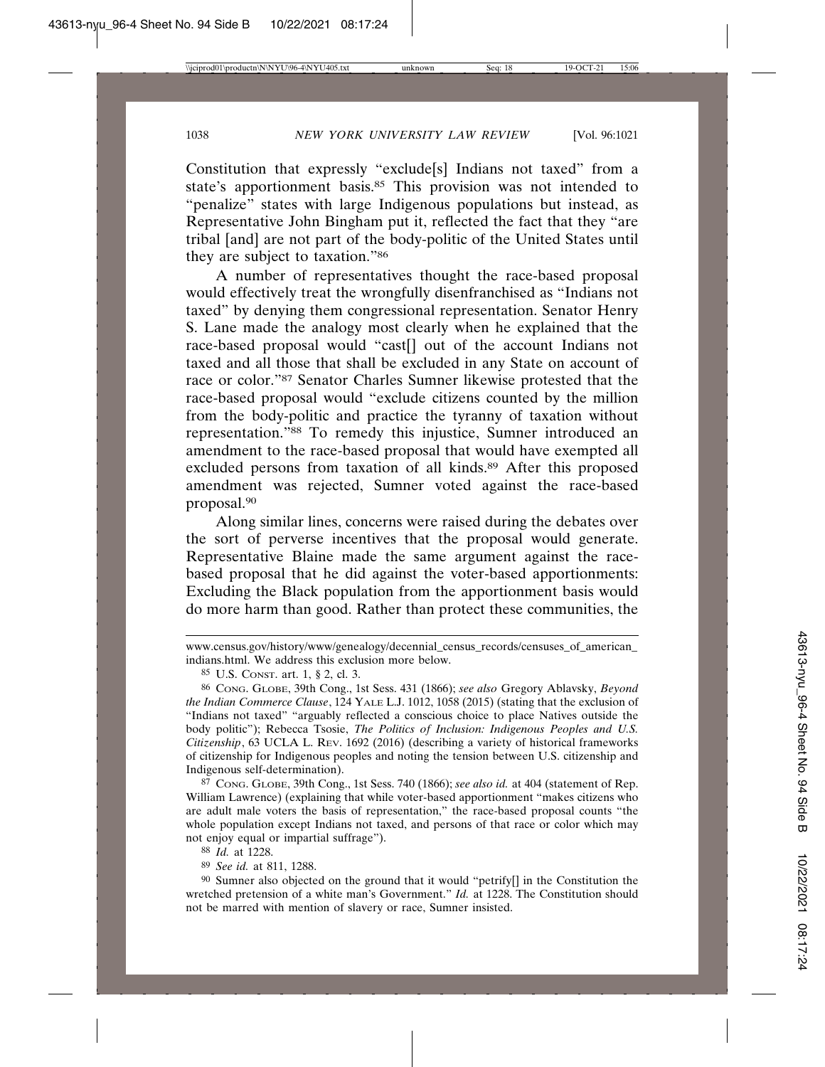Constitution that expressly "exclude[s] Indians not taxed" from a state's apportionment basis.[85] This provision was not intended to "penalize" states with large Indigenous populations but instead, as Representative John Bingham put it, reflected the fact that they "are tribal [and] are not part of the body-politic of the United States until they are subject to taxation."[86]

A number of representatives thought the race-based proposal would effectively treat the wrongfully disenfranchised as "Indians not taxed" by denying them congressional representation. Senator Henry S. Lane made the analogy most clearly when he explained that the race-based proposal would "cast[] out of the account Indians not taxed and all those that shall be excluded in any State on account of race or color."[87] Senator Charles Sumner likewise protested that the race-based proposal would "exclude citizens counted by the million from the body-politic and practice the tyranny of taxation without representation."[88] To remedy this injustice, Sumner introduced an amendment to the race-based proposal that would have exempted all excluded persons from taxation of all kinds.[89] After this proposed amendment was rejected, Sumner voted against the race-based proposal.[90]

Along similar lines, concerns were raised during the debates over the sort of perverse incentives that the proposal would generate. Representative Blaine made the same argument against the race-based proposal that he did against the voter-based apportionments: Excluding the Black population from the apportionment basis would do more harm than good. Rather than protect these communities, the

---

www.census.gov/history/www/genealogy/decennial_census_records/censuses_of_american_indians.html. We address this exclusion more below.

[85] U.S. Const. art. 1, § 2, cl. 3.

[86] Cong. Globe, 39th Cong., 1st Sess. 431 (1866); *see also* Gregory Ablavsky, *Beyond the Indian Commerce Clause*, 124 Yale L.J. 1012, 1058 (2015) (stating that the exclusion of "Indians not taxed" "arguably reflected a conscious choice to place Natives outside the body politic"); Rebecca Tsosie, *The Politics of Inclusion: Indigenous Peoples and U.S. Citizenship*, 63 UCLA L. Rev. 1692 (2016) (describing a variety of historical frameworks of citizenship for Indigenous peoples and noting the tension between U.S. citizenship and Indigenous self-determination).

[87] Cong. Globe, 39th Cong., 1st Sess. 740 (1866); *see also id.* at 404 (statement of Rep. William Lawrence) (explaining that while voter-based apportionment "makes citizens who are adult male voters the basis of representation," the race-based proposal counts "the whole population except Indians not taxed, and persons of that race or color which may not enjoy equal or impartial suffrage").

[88] *Id.* at 1228.

[89] *See id.* at 811, 1288.

[90] Sumner also objected on the ground that it would "petrify[] in the Constitution the wretched pretension of a white man's Government." *Id.* at 1228. The Constitution should not be marred with mention of slavery or race, Sumner insisted.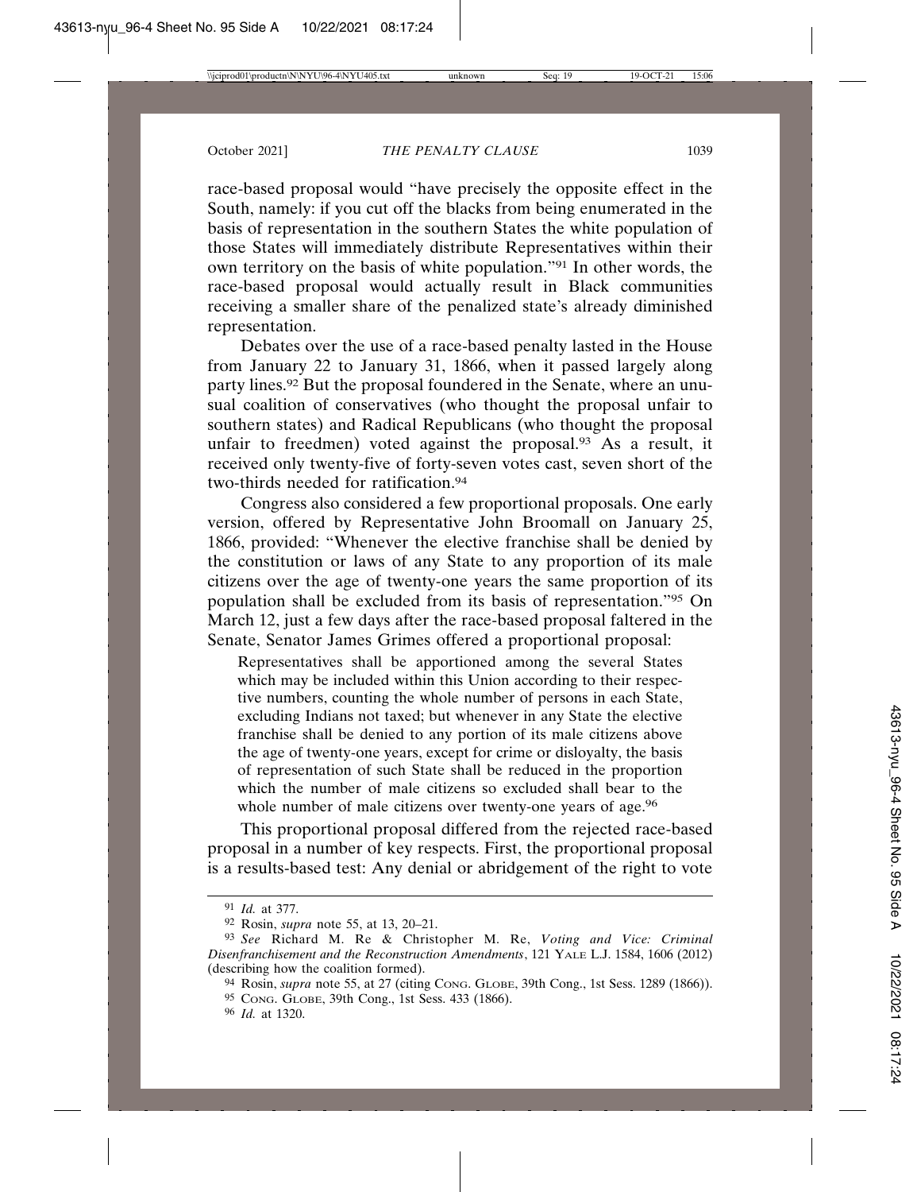race-based proposal would "have precisely the opposite effect in the South, namely: if you cut off the blacks from being enumerated in the basis of representation in the southern States the white population of those States will immediately distribute Representatives within their own territory on the basis of white population."[91] In other words, the race-based proposal would actually result in Black communities receiving a smaller share of the penalized state's already diminished representation.

Debates over the use of a race-based penalty lasted in the House from January 22 to January 31, 1866, when it passed largely along party lines.[92] But the proposal foundered in the Senate, where an unusual coalition of conservatives (who thought the proposal unfair to southern states) and Radical Republicans (who thought the proposal unfair to freedmen) voted against the proposal.[93] As a result, it received only twenty-five of forty-seven votes cast, seven short of the two-thirds needed for ratification.[94]

Congress also considered a few proportional proposals. One early version, offered by Representative John Broomall on January 25, 1866, provided: "Whenever the elective franchise shall be denied by the constitution or laws of any State to any proportion of its male citizens over the age of twenty-one years the same proportion of its population shall be excluded from its basis of representation."[95] On March 12, just a few days after the race-based proposal faltered in the Senate, Senator James Grimes offered a proportional proposal:

> Representatives shall be apportioned among the several States which may be included within this Union according to their respective numbers, counting the whole number of persons in each State, excluding Indians not taxed; but whenever in any State the elective franchise shall be denied to any portion of its male citizens above the age of twenty-one years, except for crime or disloyalty, the basis of representation of such State shall be reduced in the proportion which the number of male citizens so excluded shall bear to the whole number of male citizens over twenty-one years of age.[96]

This proportional proposal differed from the rejected race-based proposal in a number of key respects. First, the proportional proposal is a results-based test: Any denial or abridgement of the right to vote

---

[91] *Id.* at 377.

[92] Rosin, *supra* note 55, at 13, 20–21.

[93] *See* Richard M. Re & Christopher M. Re, *Voting and Vice: Criminal Disenfranchisement and the Reconstruction Amendments*, 121 YALE L.J. 1584, 1606 (2012) (describing how the coalition formed).

[94] Rosin, *supra* note 55, at 27 (citing CONG. GLOBE, 39th Cong., 1st Sess. 1289 (1866)).

[95] CONG. GLOBE, 39th Cong., 1st Sess. 433 (1866).

[96] *Id.* at 1320.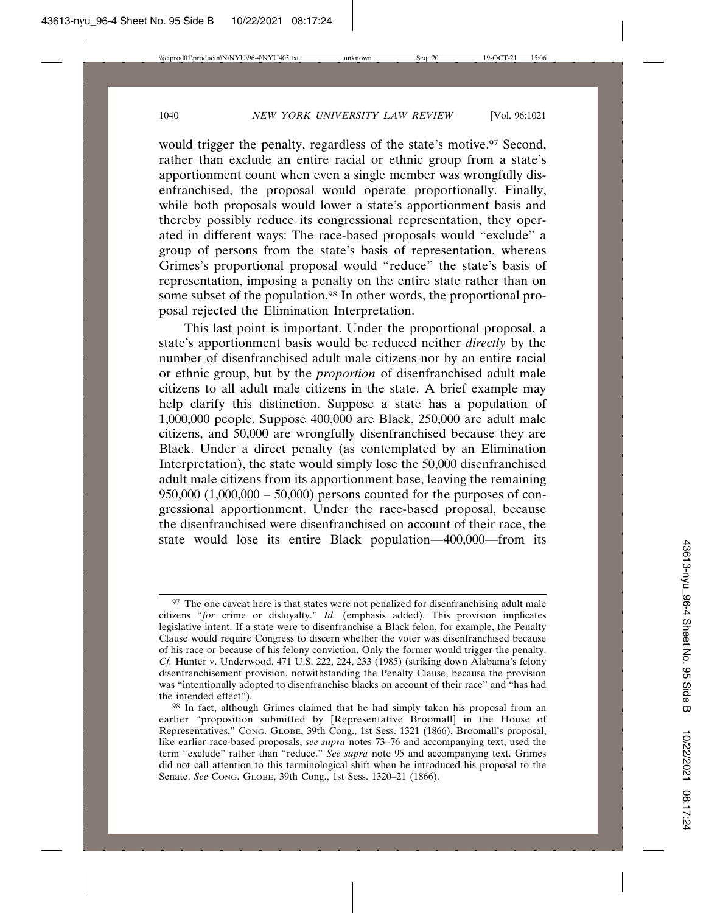would trigger the penalty, regardless of the state's motive.[97] Second, rather than exclude an entire racial or ethnic group from a state's apportionment count when even a single member was wrongfully disenfranchised, the proposal would operate proportionally. Finally, while both proposals would lower a state's apportionment basis and thereby possibly reduce its congressional representation, they operated in different ways: The race-based proposals would "exclude" a group of persons from the state's basis of representation, whereas Grimes's proportional proposal would "reduce" the state's basis of representation, imposing a penalty on the entire state rather than on some subset of the population.[98] In other words, the proportional proposal rejected the Elimination Interpretation.

This last point is important. Under the proportional proposal, a state's apportionment basis would be reduced neither *directly* by the number of disenfranchised adult male citizens nor by an entire racial or ethnic group, but by the *proportion* of disenfranchised adult male citizens to all adult male citizens in the state. A brief example may help clarify this distinction. Suppose a state has a population of 1,000,000 people. Suppose 400,000 are Black, 250,000 are adult male citizens, and 50,000 are wrongfully disenfranchised because they are Black. Under a direct penalty (as contemplated by an Elimination Interpretation), the state would simply lose the 50,000 disenfranchised adult male citizens from its apportionment base, leaving the remaining 950,000 (1,000,000 – 50,000) persons counted for the purposes of congressional apportionment. Under the race-based proposal, because the disenfranchised were disenfranchised on account of their race, the state would lose its entire Black population—400,000—from its

---

[97] The one caveat here is that states were not penalized for disenfranchising adult male citizens "*for* crime or disloyalty." *Id.* (emphasis added). This provision implicates legislative intent. If a state were to disenfranchise a Black felon, for example, the Penalty Clause would require Congress to discern whether the voter was disenfranchised because of his race or because of his felony conviction. Only the former would trigger the penalty. *Cf.* Hunter v. Underwood, 471 U.S. 222, 224, 233 (1985) (striking down Alabama's felony disenfranchisement provision, notwithstanding the Penalty Clause, because the provision was "intentionally adopted to disenfranchise blacks on account of their race" and "has had the intended effect").

[98] In fact, although Grimes claimed that he had simply taken his proposal from an earlier "proposition submitted by [Representative Broomall] in the House of Representatives," CONG. GLOBE, 39th Cong., 1st Sess. 1321 (1866), Broomall's proposal, like earlier race-based proposals, *see supra* notes 73–76 and accompanying text, used the term "exclude" rather than "reduce." *See supra* note 95 and accompanying text. Grimes did not call attention to this terminological shift when he introduced his proposal to the Senate. *See* CONG. GLOBE, 39th Cong., 1st Sess. 1320–21 (1866).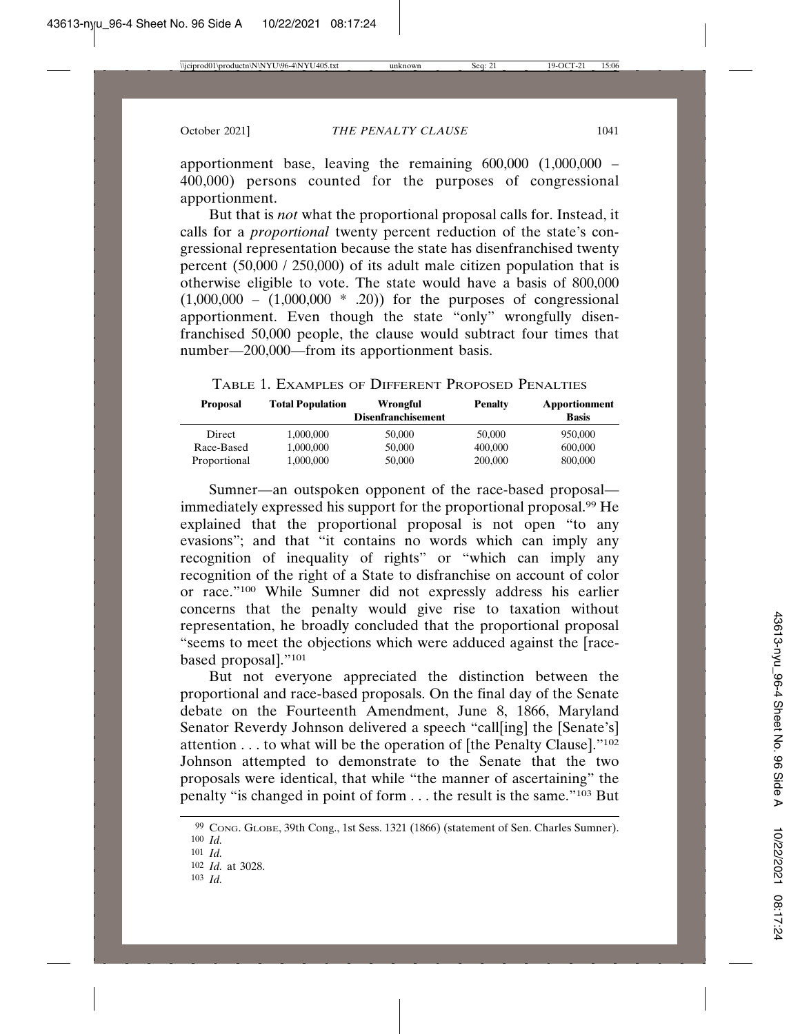apportionment base, leaving the remaining 600,000 (1,000,000 – 400,000) persons counted for the purposes of congressional apportionment.

But that is *not* what the proportional proposal calls for. Instead, it calls for a *proportional* twenty percent reduction of the state's congressional representation because the state has disenfranchised twenty percent (50,000 / 250,000) of its adult male citizen population that is otherwise eligible to vote. The state would have a basis of 800,000 (1,000,000 – (1,000,000 * .20)) for the purposes of congressional apportionment. Even though the state "only" wrongfully disenfranchised 50,000 people, the clause would subtract four times that number—200,000—from its apportionment basis.

TABLE 1. EXAMPLES OF DIFFERENT PROPOSED PENALTIES

| Proposal | Total Population | Wrongful Disenfranchisement | Penalty | Apportionment Basis |
|---|---|---|---|---|
| Direct | 1,000,000 | 50,000 | 50,000 | 950,000 |
| Race-Based | 1,000,000 | 50,000 | 400,000 | 600,000 |
| Proportional | 1,000,000 | 50,000 | 200,000 | 800,000 |

Sumner—an outspoken opponent of the race-based proposal—immediately expressed his support for the proportional proposal.[99] He explained that the proportional proposal is not open "to any evasions"; and that "it contains no words which can imply any recognition of inequality of rights" or "which can imply any recognition of the right of a State to disfranchise on account of color or race."[100] While Sumner did not expressly address his earlier concerns that the penalty would give rise to taxation without representation, he broadly concluded that the proportional proposal "seems to meet the objections which were adduced against the [race-based proposal]."[101]

But not everyone appreciated the distinction between the proportional and race-based proposals. On the final day of the Senate debate on the Fourteenth Amendment, June 8, 1866, Maryland Senator Reverdy Johnson delivered a speech "call[ing] the [Senate's] attention . . . to what will be the operation of [the Penalty Clause]."[102] Johnson attempted to demonstrate to the Senate that the two proposals were identical, that while "the manner of ascertaining" the penalty "is changed in point of form . . . the result is the same."[103] But

[99] CONG. GLOBE, 39th Cong., 1st Sess. 1321 (1866) (statement of Sen. Charles Sumner).

[100] *Id.*

[101] *Id.*

[102] *Id.* at 3028.

[103] *Id.*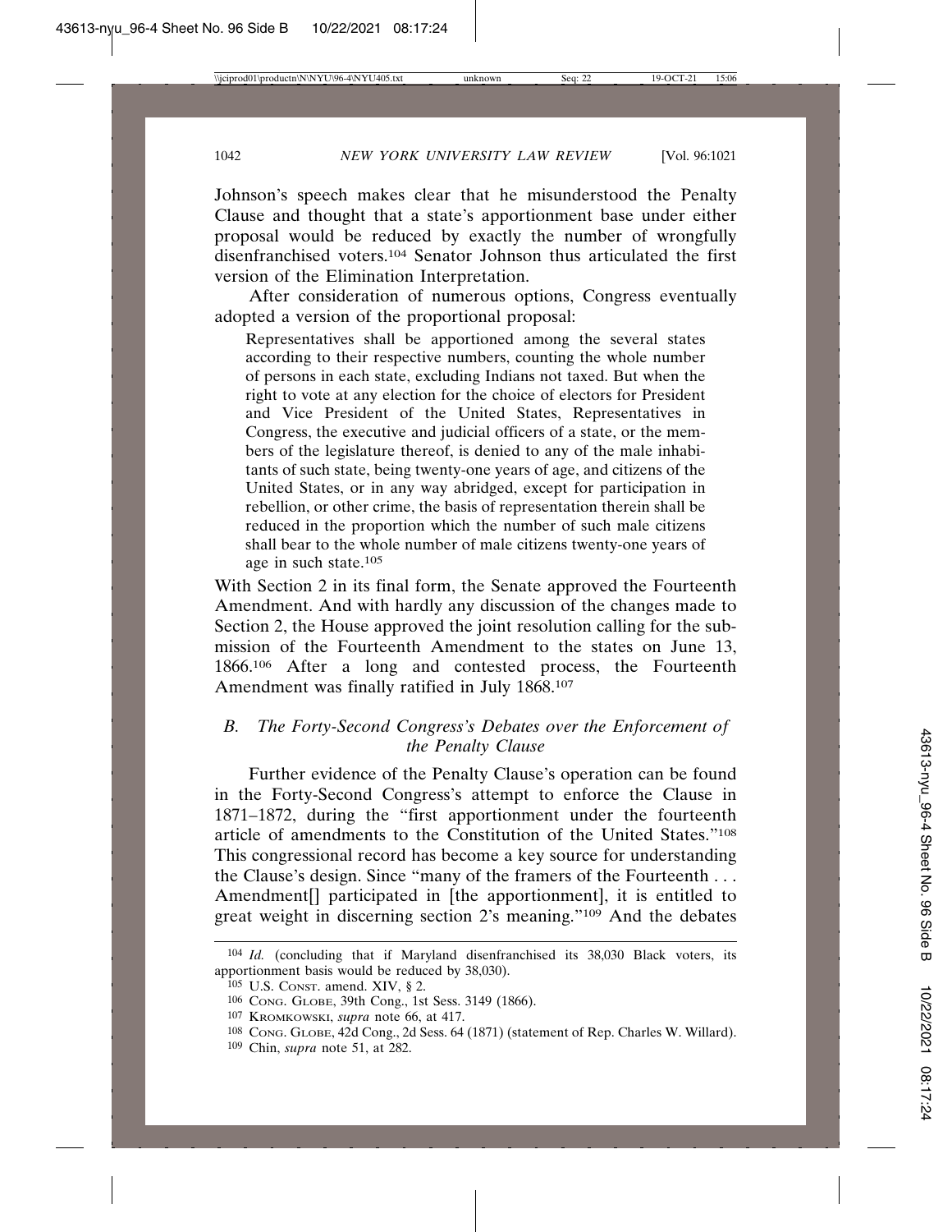Johnson's speech makes clear that he misunderstood the Penalty Clause and thought that a state's apportionment base under either proposal would be reduced by exactly the number of wrongfully disenfranchised voters.[104] Senator Johnson thus articulated the first version of the Elimination Interpretation.

After consideration of numerous options, Congress eventually adopted a version of the proportional proposal:

> Representatives shall be apportioned among the several states according to their respective numbers, counting the whole number of persons in each state, excluding Indians not taxed. But when the right to vote at any election for the choice of electors for President and Vice President of the United States, Representatives in Congress, the executive and judicial officers of a state, or the members of the legislature thereof, is denied to any of the male inhabitants of such state, being twenty-one years of age, and citizens of the United States, or in any way abridged, except for participation in rebellion, or other crime, the basis of representation therein shall be reduced in the proportion which the number of such male citizens shall bear to the whole number of male citizens twenty-one years of age in such state.[105]

With Section 2 in its final form, the Senate approved the Fourteenth Amendment. And with hardly any discussion of the changes made to Section 2, the House approved the joint resolution calling for the submission of the Fourteenth Amendment to the states on June 13, 1866.[106] After a long and contested process, the Fourteenth Amendment was finally ratified in July 1868.[107]

### *B. The Forty-Second Congress's Debates over the Enforcement of the Penalty Clause*

Further evidence of the Penalty Clause's operation can be found in the Forty-Second Congress's attempt to enforce the Clause in 1871–1872, during the "first apportionment under the fourteenth article of amendments to the Constitution of the United States."[108] This congressional record has become a key source for understanding the Clause's design. Since "many of the framers of the Fourteenth . . . Amendment[] participated in [the apportionment], it is entitled to great weight in discerning section 2's meaning."[109] And the debates

---

104 *Id.* (concluding that if Maryland disenfranchised its 38,030 Black voters, its apportionment basis would be reduced by 38,030).

105 U.S. CONST. amend. XIV, § 2.

106 CONG. GLOBE, 39th Cong., 1st Sess. 3149 (1866).

107 KROMKOWSKI, *supra* note 66, at 417.

108 CONG. GLOBE, 42d Cong., 2d Sess. 64 (1871) (statement of Rep. Charles W. Willard).

109 Chin, *supra* note 51, at 282.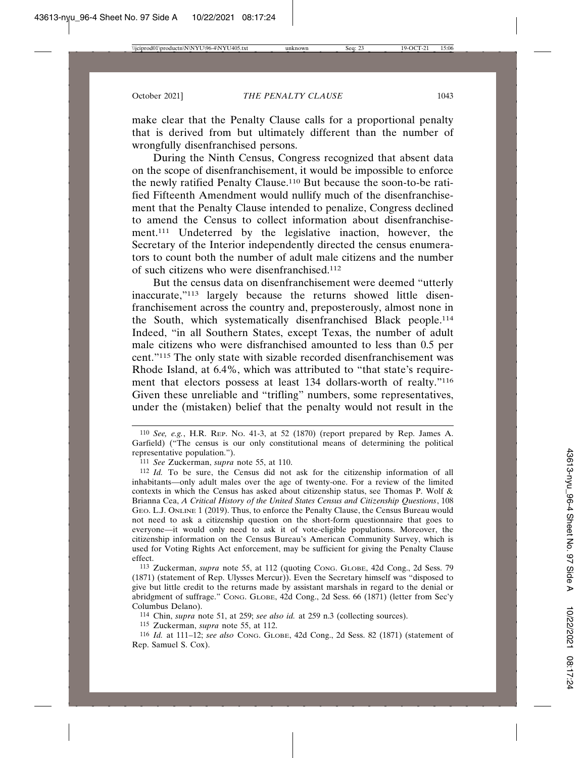make clear that the Penalty Clause calls for a proportional penalty that is derived from but ultimately different than the number of wrongfully disenfranchised persons.

During the Ninth Census, Congress recognized that absent data on the scope of disenfranchisement, it would be impossible to enforce the newly ratified Penalty Clause.[110] But because the soon-to-be ratified Fifteenth Amendment would nullify much of the disenfranchisement that the Penalty Clause intended to penalize, Congress declined to amend the Census to collect information about disenfranchisement.[111] Undeterred by the legislative inaction, however, the Secretary of the Interior independently directed the census enumerators to count both the number of adult male citizens and the number of such citizens who were disenfranchised.[112]

But the census data on disenfranchisement were deemed "utterly inaccurate,"[113] largely because the returns showed little disenfranchisement across the country and, preposterously, almost none in the South, which systematically disenfranchised Black people.[114] Indeed, "in all Southern States, except Texas, the number of adult male citizens who were disfranchised amounted to less than 0.5 per cent."[115] The only state with sizable recorded disenfranchisement was Rhode Island, at 6.4%, which was attributed to "that state's requirement that electors possess at least 134 dollars-worth of realty."[116] Given these unreliable and "trifling" numbers, some representatives, under the (mistaken) belief that the penalty would not result in the

---

[110] *See, e.g.*, H.R. REP. NO. 41-3, at 52 (1870) (report prepared by Rep. James A. Garfield) ("The census is our only constitutional means of determining the political representative population.").

[111] *See* Zuckerman, *supra* note 55, at 110.

[112] *Id.* To be sure, the Census did not ask for the citizenship information of all inhabitants—only adult males over the age of twenty-one. For a review of the limited contexts in which the Census has asked about citizenship status, see Thomas P. Wolf & Brianna Cea, *A Critical History of the United States Census and Citizenship Questions*, 108 GEO. L.J. ONLINE 1 (2019). Thus, to enforce the Penalty Clause, the Census Bureau would not need to ask a citizenship question on the short-form questionnaire that goes to everyone—it would only need to ask it of vote-eligible populations. Moreover, the citizenship information on the Census Bureau's American Community Survey, which is used for Voting Rights Act enforcement, may be sufficient for giving the Penalty Clause effect.

[113] Zuckerman, *supra* note 55, at 112 (quoting CONG. GLOBE, 42d Cong., 2d Sess. 79 (1871) (statement of Rep. Ulysses Mercur)). Even the Secretary himself was "disposed to give but little credit to the returns made by assistant marshals in regard to the denial or abridgment of suffrage." CONG. GLOBE, 42d Cong., 2d Sess. 66 (1871) (letter from Sec'y Columbus Delano).

[114] Chin, *supra* note 51, at 259; *see also id.* at 259 n.3 (collecting sources).

[115] Zuckerman, *supra* note 55, at 112.

[116] *Id.* at 111–12; *see also* CONG. GLOBE, 42d Cong., 2d Sess. 82 (1871) (statement of Rep. Samuel S. Cox).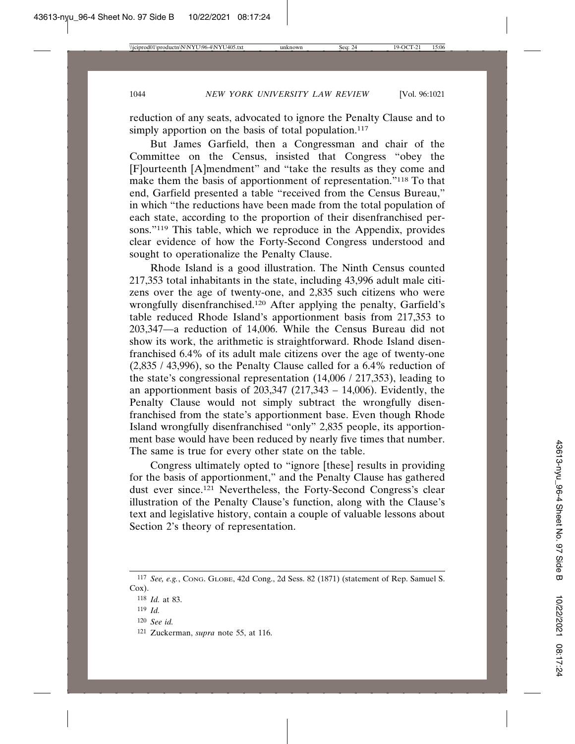reduction of any seats, advocated to ignore the Penalty Clause and to simply apportion on the basis of total population.[117]

But James Garfield, then a Congressman and chair of the Committee on the Census, insisted that Congress "obey the [F]ourteenth [A]mendment" and "take the results as they come and make them the basis of apportionment of representation."[118] To that end, Garfield presented a table "received from the Census Bureau," in which "the reductions have been made from the total population of each state, according to the proportion of their disenfranchised persons."[119] This table, which we reproduce in the Appendix, provides clear evidence of how the Forty-Second Congress understood and sought to operationalize the Penalty Clause.

Rhode Island is a good illustration. The Ninth Census counted 217,353 total inhabitants in the state, including 43,996 adult male citizens over the age of twenty-one, and 2,835 such citizens who were wrongfully disenfranchised.[120] After applying the penalty, Garfield's table reduced Rhode Island's apportionment basis from 217,353 to 203,347—a reduction of 14,006. While the Census Bureau did not show its work, the arithmetic is straightforward. Rhode Island disenfranchised 6.4% of its adult male citizens over the age of twenty-one (2,835 / 43,996), so the Penalty Clause called for a 6.4% reduction of the state's congressional representation (14,006 / 217,353), leading to an apportionment basis of 203,347 (217,343 – 14,006). Evidently, the Penalty Clause would not simply subtract the wrongfully disenfranchised from the state's apportionment base. Even though Rhode Island wrongfully disenfranchised "only" 2,835 people, its apportionment base would have been reduced by nearly five times that number. The same is true for every other state on the table.

Congress ultimately opted to "ignore [these] results in providing for the basis of apportionment," and the Penalty Clause has gathered dust ever since.[121] Nevertheless, the Forty-Second Congress's clear illustration of the Penalty Clause's function, along with the Clause's text and legislative history, contain a couple of valuable lessons about Section 2's theory of representation.

---

[117] *See, e.g.*, CONG. GLOBE, 42d Cong., 2d Sess. 82 (1871) (statement of Rep. Samuel S. Cox).

[118] *Id.* at 83.

[119] *Id.*

[120] *See id.*

[121] Zuckerman, *supra* note 55, at 116.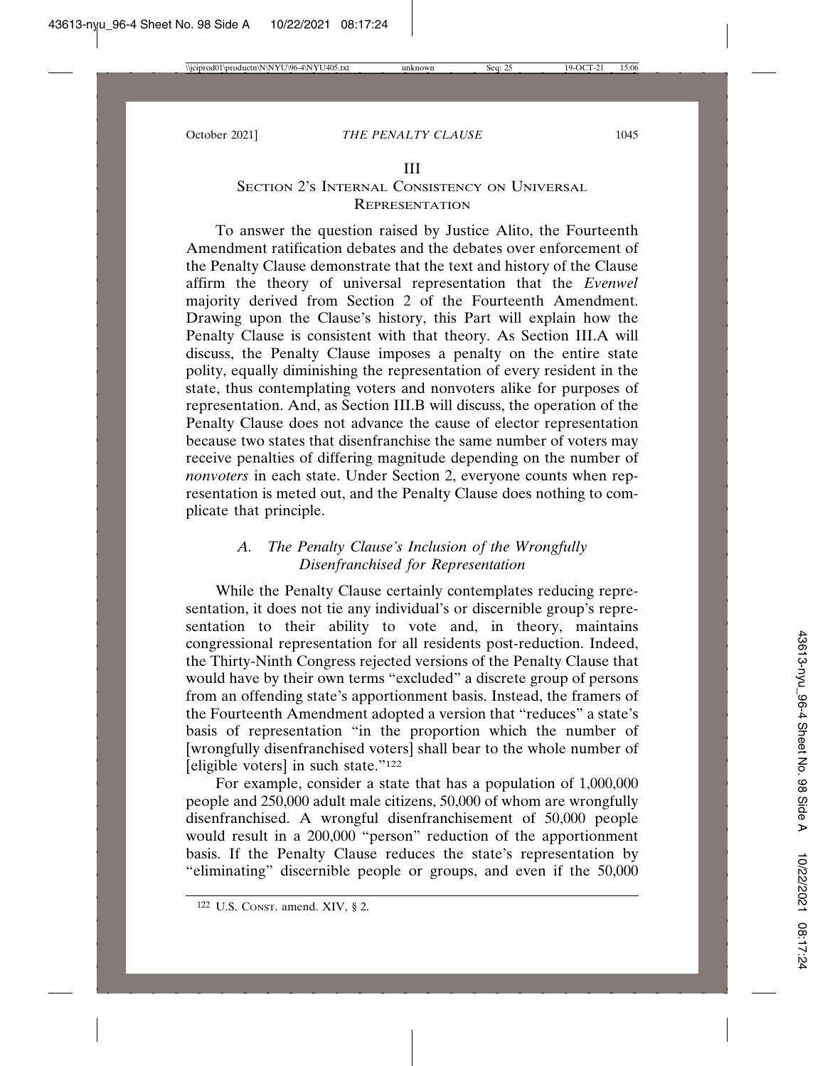## III
## Section 2's Internal Consistency on Universal Representation

To answer the question raised by Justice Alito, the Fourteenth Amendment ratification debates and the debates over enforcement of the Penalty Clause demonstrate that the text and history of the Clause affirm the theory of universal representation that the *Evenwel* majority derived from Section 2 of the Fourteenth Amendment. Drawing upon the Clause's history, this Part will explain how the Penalty Clause is consistent with that theory. As Section III.A will discuss, the Penalty Clause imposes a penalty on the entire state polity, equally diminishing the representation of every resident in the state, thus contemplating voters and nonvoters alike for purposes of representation. And, as Section III.B will discuss, the operation of the Penalty Clause does not advance the cause of elector representation because two states that disenfranchise the same number of voters may receive penalties of differing magnitude depending on the number of *nonvoters* in each state. Under Section 2, everyone counts when representation is meted out, and the Penalty Clause does nothing to complicate that principle.

### *A. The Penalty Clause's Inclusion of the Wrongfully Disenfranchised for Representation*

While the Penalty Clause certainly contemplates reducing representation, it does not tie any individual's or discernible group's representation to their ability to vote and, in theory, maintains congressional representation for all residents post-reduction. Indeed, the Thirty-Ninth Congress rejected versions of the Penalty Clause that would have by their own terms "excluded" a discrete group of persons from an offending state's apportionment basis. Instead, the framers of the Fourteenth Amendment adopted a version that "reduces" a state's basis of representation "in the proportion which the number of [wrongfully disenfranchised voters] shall bear to the whole number of [eligible voters] in such state."[122]

For example, consider a state that has a population of 1,000,000 people and 250,000 adult male citizens, 50,000 of whom are wrongfully disenfranchised. A wrongful disenfranchisement of 50,000 people would result in a 200,000 "person" reduction of the apportionment basis. If the Penalty Clause reduces the state's representation by "eliminating" discernible people or groups, and even if the 50,000

---

[122] U.S. Const. amend. XIV, § 2.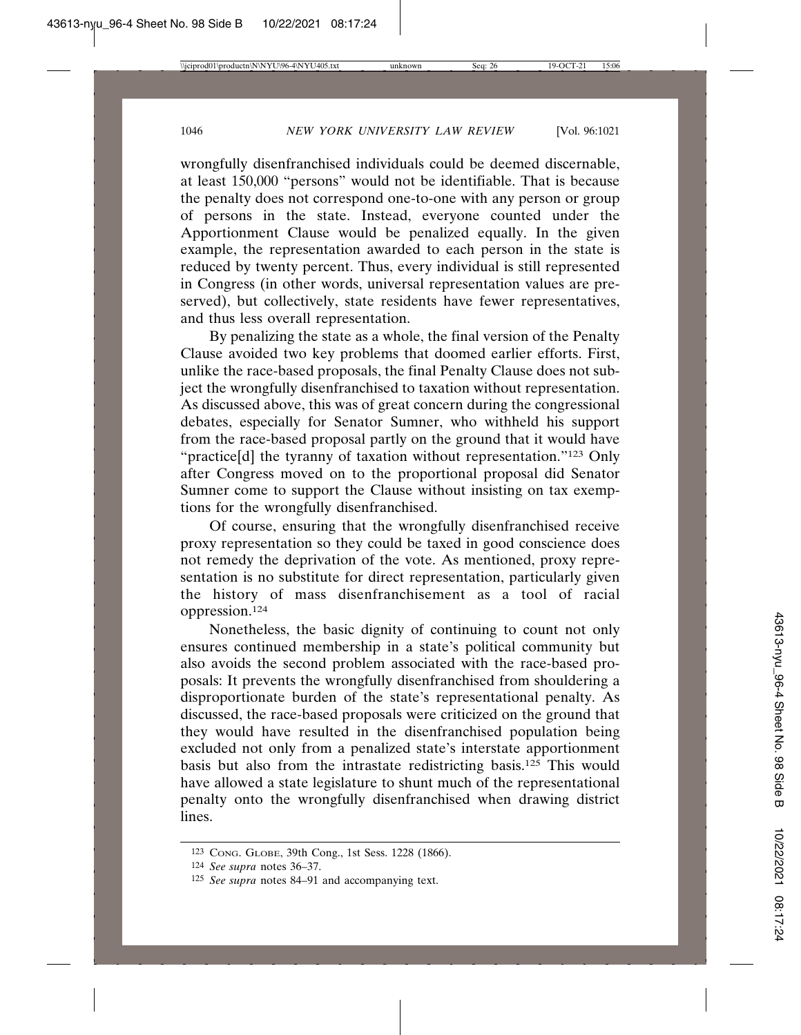wrongfully disenfranchised individuals could be deemed discernable, at least 150,000 "persons" would not be identifiable. That is because the penalty does not correspond one-to-one with any person or group of persons in the state. Instead, everyone counted under the Apportionment Clause would be penalized equally. In the given example, the representation awarded to each person in the state is reduced by twenty percent. Thus, every individual is still represented in Congress (in other words, universal representation values are preserved), but collectively, state residents have fewer representatives, and thus less overall representation.

By penalizing the state as a whole, the final version of the Penalty Clause avoided two key problems that doomed earlier efforts. First, unlike the race-based proposals, the final Penalty Clause does not subject the wrongfully disenfranchised to taxation without representation. As discussed above, this was of great concern during the congressional debates, especially for Senator Sumner, who withheld his support from the race-based proposal partly on the ground that it would have "practice[d] the tyranny of taxation without representation."[123] Only after Congress moved on to the proportional proposal did Senator Sumner come to support the Clause without insisting on tax exemptions for the wrongfully disenfranchised.

Of course, ensuring that the wrongfully disenfranchised receive proxy representation so they could be taxed in good conscience does not remedy the deprivation of the vote. As mentioned, proxy representation is no substitute for direct representation, particularly given the history of mass disenfranchisement as a tool of racial oppression.[124]

Nonetheless, the basic dignity of continuing to count not only ensures continued membership in a state's political community but also avoids the second problem associated with the race-based proposals: It prevents the wrongfully disenfranchised from shouldering a disproportionate burden of the state's representational penalty. As discussed, the race-based proposals were criticized on the ground that they would have resulted in the disenfranchised population being excluded not only from a penalized state's interstate apportionment basis but also from the intrastate redistricting basis.[125] This would have allowed a state legislature to shunt much of the representational penalty onto the wrongfully disenfranchised when drawing district lines.

---

[123] Cong. Globe, 39th Cong., 1st Sess. 1228 (1866).

[124] *See supra* notes 36–37.

[125] *See supra* notes 84–91 and accompanying text.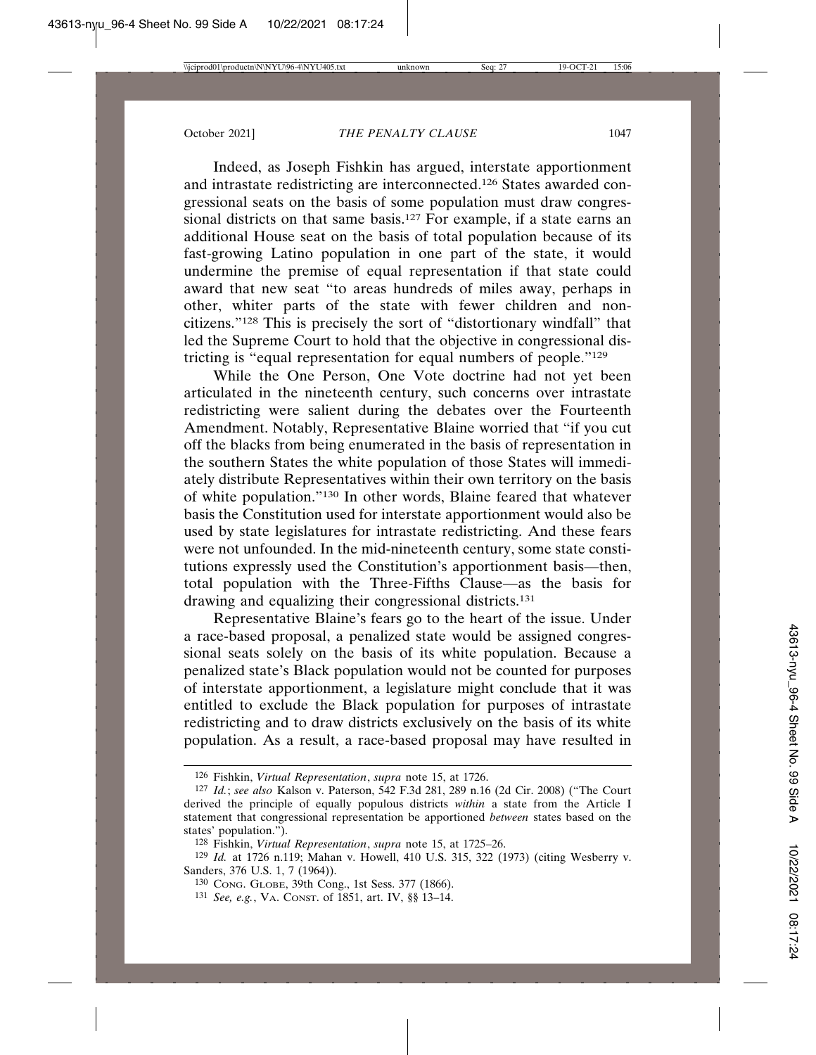Indeed, as Joseph Fishkin has argued, interstate apportionment and intrastate redistricting are interconnected.[126] States awarded congressional seats on the basis of some population must draw congressional districts on that same basis.[127] For example, if a state earns an additional House seat on the basis of total population because of its fast-growing Latino population in one part of the state, it would undermine the premise of equal representation if that state could award that new seat "to areas hundreds of miles away, perhaps in other, whiter parts of the state with fewer children and noncitizens."[128] This is precisely the sort of "distortionary windfall" that led the Supreme Court to hold that the objective in congressional districting is "equal representation for equal numbers of people."[129]

While the One Person, One Vote doctrine had not yet been articulated in the nineteenth century, such concerns over intrastate redistricting were salient during the debates over the Fourteenth Amendment. Notably, Representative Blaine worried that "if you cut off the blacks from being enumerated in the basis of representation in the southern States the white population of those States will immediately distribute Representatives within their own territory on the basis of white population."[130] In other words, Blaine feared that whatever basis the Constitution used for interstate apportionment would also be used by state legislatures for intrastate redistricting. And these fears were not unfounded. In the mid-nineteenth century, some state constitutions expressly used the Constitution's apportionment basis—then, total population with the Three-Fifths Clause—as the basis for drawing and equalizing their congressional districts.[131]

Representative Blaine's fears go to the heart of the issue. Under a race-based proposal, a penalized state would be assigned congressional seats solely on the basis of its white population. Because a penalized state's Black population would not be counted for purposes of interstate apportionment, a legislature might conclude that it was entitled to exclude the Black population for purposes of intrastate redistricting and to draw districts exclusively on the basis of its white population. As a result, a race-based proposal may have resulted in

---

126 Fishkin, *Virtual Representation*, *supra* note 15, at 1726.

127 *Id.*; *see also* Kalson v. Paterson, 542 F.3d 281, 289 n.16 (2d Cir. 2008) ("The Court derived the principle of equally populous districts *within* a state from the Article I statement that congressional representation be apportioned *between* states based on the states' population.").

128 Fishkin, *Virtual Representation*, *supra* note 15, at 1725–26.

129 *Id.* at 1726 n.119; Mahan v. Howell, 410 U.S. 315, 322 (1973) (citing Wesberry v. Sanders, 376 U.S. 1, 7 (1964)).

130 CONG. GLOBE, 39th Cong., 1st Sess. 377 (1866).

131 *See, e.g.*, VA. CONST. of 1851, art. IV, §§ 13–14.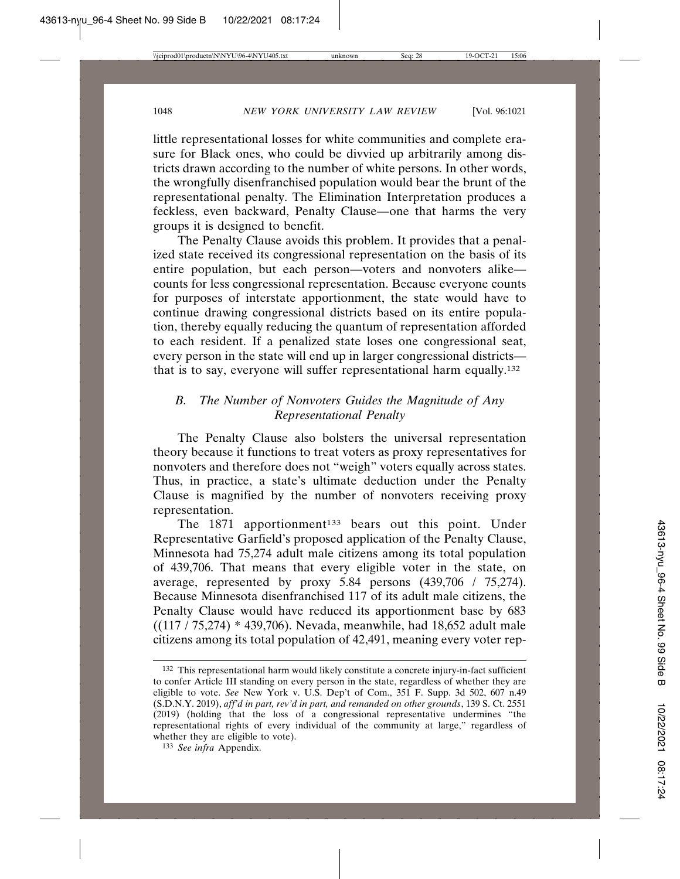little representational losses for white communities and complete erasure for Black ones, who could be divvied up arbitrarily among districts drawn according to the number of white persons. In other words, the wrongfully disenfranchised population would bear the brunt of the representational penalty. The Elimination Interpretation produces a feckless, even backward, Penalty Clause—one that harms the very groups it is designed to benefit.

The Penalty Clause avoids this problem. It provides that a penalized state received its congressional representation on the basis of its entire population, but each person—voters and nonvoters alike—counts for less congressional representation. Because everyone counts for purposes of interstate apportionment, the state would have to continue drawing congressional districts based on its entire population, thereby equally reducing the quantum of representation afforded to each resident. If a penalized state loses one congressional seat, every person in the state will end up in larger congressional districts—that is to say, everyone will suffer representational harm equally.[132]

### *B. The Number of Nonvoters Guides the Magnitude of Any Representational Penalty*

The Penalty Clause also bolsters the universal representation theory because it functions to treat voters as proxy representatives for nonvoters and therefore does not "weigh" voters equally across states. Thus, in practice, a state's ultimate deduction under the Penalty Clause is magnified by the number of nonvoters receiving proxy representation.

The 1871 apportionment[133] bears out this point. Under Representative Garfield's proposed application of the Penalty Clause, Minnesota had 75,274 adult male citizens among its total population of 439,706. That means that every eligible voter in the state, on average, represented by proxy 5.84 persons (439,706 / 75,274). Because Minnesota disenfranchised 117 of its adult male citizens, the Penalty Clause would have reduced its apportionment base by 683 ((117 / 75,274) * 439,706). Nevada, meanwhile, had 18,652 adult male citizens among its total population of 42,491, meaning every voter rep-

---

[132] This representational harm would likely constitute a concrete injury-in-fact sufficient to confer Article III standing on every person in the state, regardless of whether they are eligible to vote. *See* New York v. U.S. Dep't of Com., 351 F. Supp. 3d 502, 607 n.49 (S.D.N.Y. 2019), *aff'd in part, rev'd in part, and remanded on other grounds*, 139 S. Ct. 2551 (2019) (holding that the loss of a congressional representative undermines "the representational rights of every individual of the community at large," regardless of whether they are eligible to vote).

[133] *See infra* Appendix.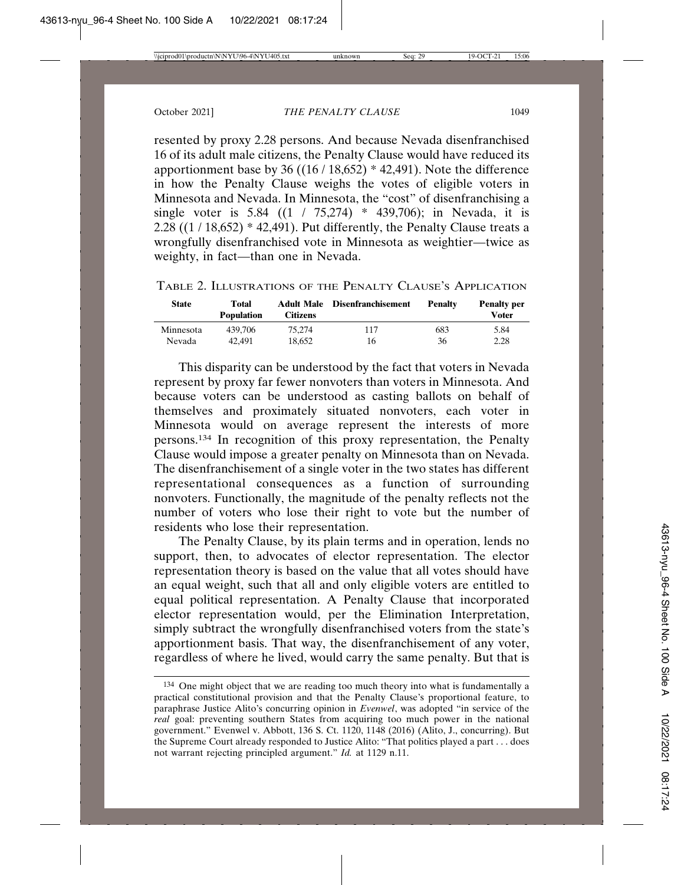resented by proxy 2.28 persons. And because Nevada disenfranchised 16 of its adult male citizens, the Penalty Clause would have reduced its apportionment base by 36 ((16 / 18,652) * 42,491). Note the difference in how the Penalty Clause weighs the votes of eligible voters in Minnesota and Nevada. In Minnesota, the "cost" of disenfranchising a single voter is 5.84 ((1 / 75,274) * 439,706); in Nevada, it is 2.28 ((1 / 18,652) * 42,491). Put differently, the Penalty Clause treats a wrongfully disenfranchised vote in Minnesota as weightier—twice as weighty, in fact—than one in Nevada.

TABLE 2. ILLUSTRATIONS OF THE PENALTY CLAUSE'S APPLICATION

| State | Total Population | Adult Male Citizens | Disenfranchisement | Penalty | Penalty per Voter |
|---|---|---|---|---|---|
| Minnesota | 439,706 | 75,274 | 117 | 683 | 5.84 |
| Nevada | 42,491 | 18,652 | 16 | 36 | 2.28 |

This disparity can be understood by the fact that voters in Nevada represent by proxy far fewer nonvoters than voters in Minnesota. And because voters can be understood as casting ballots on behalf of themselves and proximately situated nonvoters, each voter in Minnesota would on average represent the interests of more persons.[134] In recognition of this proxy representation, the Penalty Clause would impose a greater penalty on Minnesota than on Nevada. The disenfranchisement of a single voter in the two states has different representational consequences as a function of surrounding nonvoters. Functionally, the magnitude of the penalty reflects not the number of voters who lose their right to vote but the number of residents who lose their representation.

The Penalty Clause, by its plain terms and in operation, lends no support, then, to advocates of elector representation. The elector representation theory is based on the value that all votes should have an equal weight, such that all and only eligible voters are entitled to equal political representation. A Penalty Clause that incorporated elector representation would, per the Elimination Interpretation, simply subtract the wrongfully disenfranchised voters from the state's apportionment basis. That way, the disenfranchisement of any voter, regardless of where he lived, would carry the same penalty. But that is

[134] One might object that we are reading too much theory into what is fundamentally a practical constitutional provision and that the Penalty Clause's proportional feature, to paraphrase Justice Alito's concurring opinion in *Evenwel*, was adopted "in service of the *real* goal: preventing southern States from acquiring too much power in the national government." Evenwel v. Abbott, 136 S. Ct. 1120, 1148 (2016) (Alito, J., concurring). But the Supreme Court already responded to Justice Alito: "That politics played a part . . . does not warrant rejecting principled argument." *Id.* at 1129 n.11.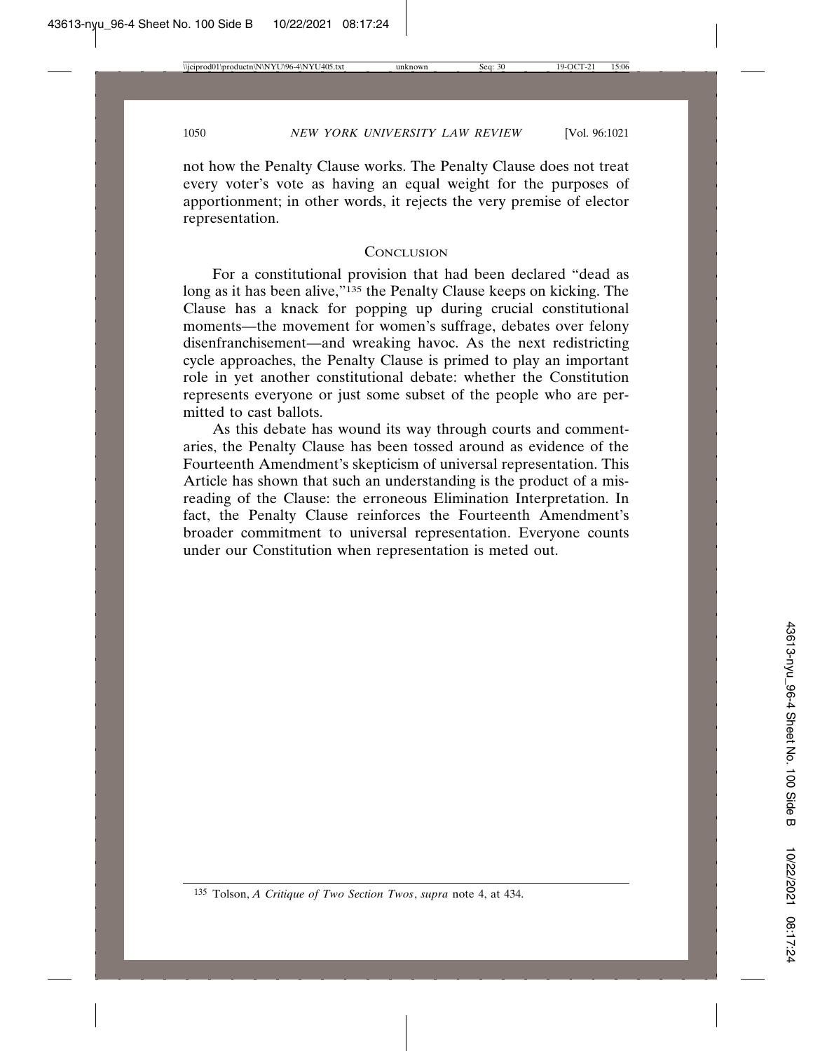not how the Penalty Clause works. The Penalty Clause does not treat every voter's vote as having an equal weight for the purposes of apportionment; in other words, it rejects the very premise of elector representation.

## Conclusion

For a constitutional provision that had been declared "dead as long as it has been alive,"[135] the Penalty Clause keeps on kicking. The Clause has a knack for popping up during crucial constitutional moments—the movement for women's suffrage, debates over felony disenfranchisement—and wreaking havoc. As the next redistricting cycle approaches, the Penalty Clause is primed to play an important role in yet another constitutional debate: whether the Constitution represents everyone or just some subset of the people who are permitted to cast ballots.

As this debate has wound its way through courts and commentaries, the Penalty Clause has been tossed around as evidence of the Fourteenth Amendment's skepticism of universal representation. This Article has shown that such an understanding is the product of a misreading of the Clause: the erroneous Elimination Interpretation. In fact, the Penalty Clause reinforces the Fourteenth Amendment's broader commitment to universal representation. Everyone counts under our Constitution when representation is meted out.

---

[135] Tolson, *A Critique of Two Section Twos*, *supra* note 4, at 434.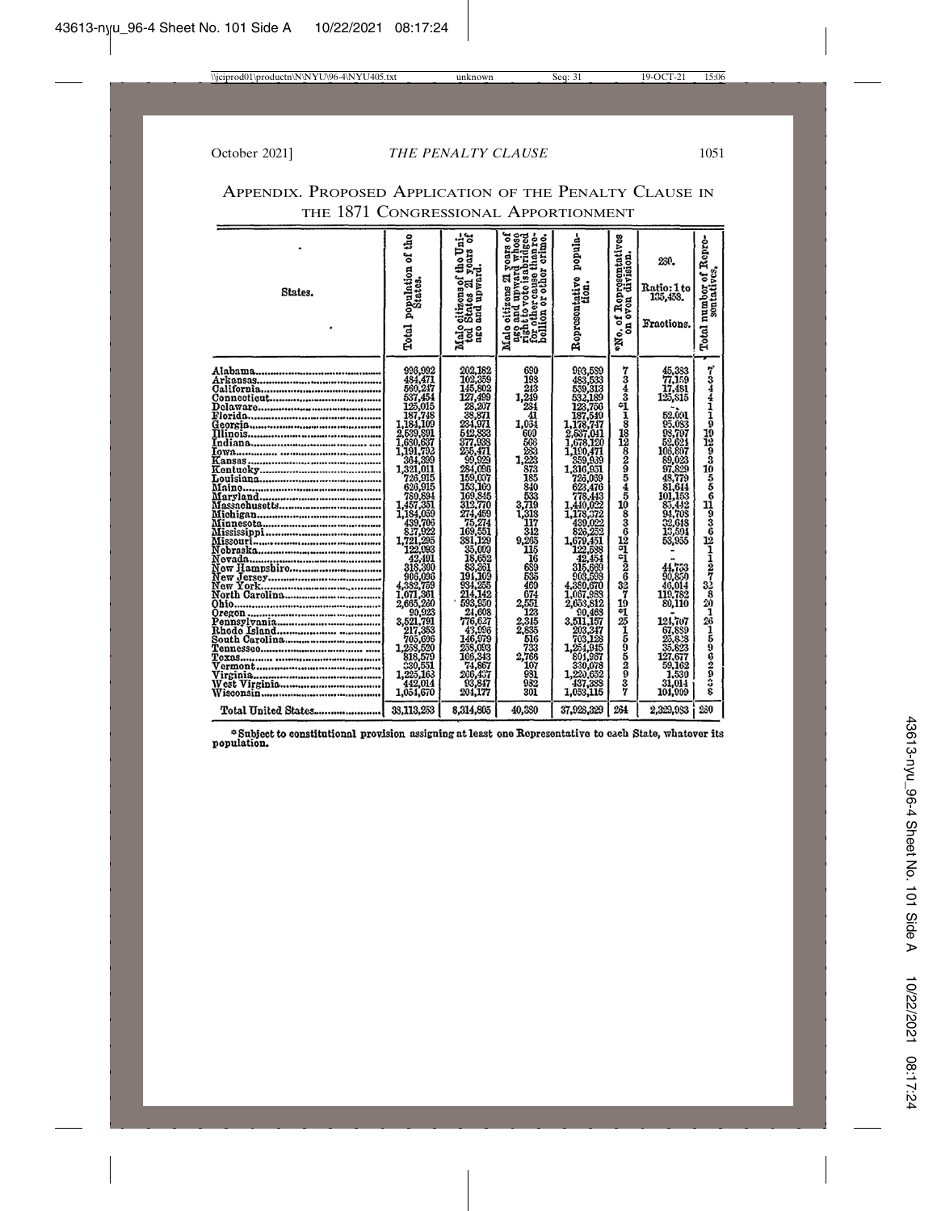## Appendix. Proposed Application of the Penalty Clause in the 1871 Congressional Apportionment

| States. | Total population of the States. | Male citizens of the United States 21 years of age and upward. | Male citizens 21 years of age and upward whose right to vote is abridged for other cause than rebellion or other crime. | Representative population. | *No. of Representatives on own division. | 280. Ratio: 1 to 135,458. Fractions. | Total number of Representatives. |
|---|---|---|---|---|---|---|---|
| Alabama | 996,992 | 202,182 | 690 | 993,589 | 7 | 45,383 | 7 |
| Arkansas | 484,471 | 102,359 | 198 | 483,533 | 3 | 77,159 | 3 |
| California | 560,247 | 145,802 | 213 | 559,313 | 4 | 17,481 | 4 |
| Connecticut | 537,454 | 127,499 | 1,249 | 532,189 | 3 | 125,815 | 4 |
| Delaware | 125,015 | 28,207 | 284 | 123,756 | *1 | - | 1 |
| Florida | 187,748 | 38,871 | 41 | 187,540 | 1 | 52,001 | 1 |
| Georgia | 1,184,109 | 234,971 | 1,034 | 1,178,747 | 8 | 95,083 | 9 |
| Illinois | 2,539,891 | 542,833 | 600 | 2,537,041 | 18 | 98,797 | 19 |
| Indiana | 1,680,637 | 377,938 | 568 | 1,678,120 | 12 | 52,621 | 12 |
| Iowa | 1,191,792 | 255,471 | 283 | 1,190,471 | 8 | 106,807 | 9 |
| Kansas | 364,399 | 99,929 | 1,223 | 359,939 | 2 | 89,023 | 3 |
| Kentucky | 1,321,011 | 284,096 | 873 | 1,316,951 | 9 | 97,829 | 10 |
| Louisiana | 726,915 | 159,007 | 185 | 726,069 | 5 | 48,779 | 5 |
| Maine | 626,915 | 153,100 | 840 | 623,476 | 4 | 81,644 | 5 |
| Maryland | 780,894 | 169,845 | 533 | 778,443 | 5 | 101,153 | 6 |
| Massachusetts | 1,457,351 | 312,770 | 3,719 | 1,440,022 | 10 | 85,442 | 11 |
| Michigan | 1,184,059 | 274,459 | 1,318 | 1,178,372 | 8 | 94,708 | 9 |
| Minnesota | 439,706 | 75,274 | 117 | 439,022 | 3 | 32,648 | 3 |
| Mississippi | 827,922 | 169,551 | 312 | 826,252 | 6 | 13,501 | 6 |
| Missouri | 1,721,295 | 381,129 | 9,265 | 1,679,451 | 12 | 53,955 | 12 |
| Nebraska | 122,993 | 35,009 | 115 | 122,598 | *1 | - | 1 |
| Nevada | 42,491 | 18,652 | 16 | 42,454 | *1 | - | 1 |
| New Hampshire | 318,300 | 83,361 | 689 | 315,669 | 2 | 44,753 | 2 |
| New Jersey | 906,096 | 191,109 | 535 | 903,598 | 6 | 90,850 | 7 |
| New York | 4,382,759 | 934,255 | 469 | 4,380,670 | 32 | 46,014 | 32 |
| North Carolina | 1,071,361 | 214,142 | 674 | 1,067,988 | 7 | 119,782 | 8 |
| Ohio | 2,665,260 | 593,950 | 2,551 | 2,653,812 | 19 | 80,110 | 20 |
| Oregon | 90,923 | 24,608 | 123 | 90,468 | *1 | - | 1 |
| Pennsylvania | 3,521,791 | 776,627 | 2,315 | 3,511,157 | 25 | 124,707 | 26 |
| Rhode Island | 217,353 | 43,996 | 2,835 | 203,347 | 1 | 67,889 | 1 |
| South Carolina | 705,606 | 146,979 | 516 | 703,128 | 5 | 25,833 | 5 |
| Tennessee | 1,258,520 | 258,093 | 733 | 1,254,945 | 9 | 35,823 | 9 |
| Texas | 818,579 | 166,343 | 2,766 | 801,967 | 5 | 127,677 | 6 |
| Vermont | 330,551 | 74,867 | 107 | 330,078 | 2 | 59,162 | 2 |
| Virginia | 1,225,163 | 266,437 | 981 | 1,220,652 | 9 | 1,530 | 9 |
| West Virginia | 442,014 | 93,847 | 932 | 437,388 | 3 | 31,014 | 3 |
| Wisconsin | 1,054,670 | 204,177 | 301 | 1,053,115 | 7 | 104,909 | 8 |
| Total United States | 38,113,253 | 8,314,805 | 40,380 | 37,928,329 | 264 | 2,329,983 | 280 |

*Subject to constitutional provision assigning at least one Representative to each State, whatever its population.